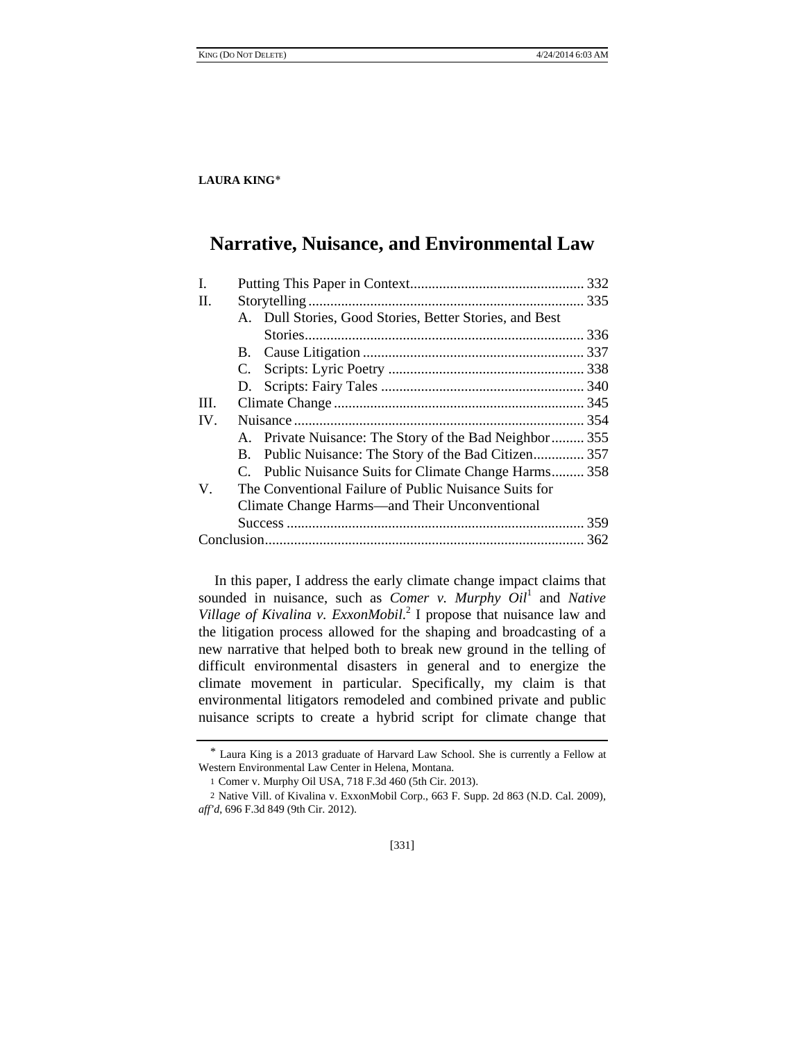**LAURA KING***

# Narrative, Nuisance, and Environmental Law

I. Putting This Paper in Context ... 332
II. Storytelling ... 335
  A. Dull Stories, Good Stories, Better Stories, and Best Stories ... 336
  B. Cause Litigation ... 337
  C. Scripts: Lyric Poetry ... 338
  D. Scripts: Fairy Tales ... 340
III. Climate Change ... 345
IV. Nuisance ... 354
  A. Private Nuisance: The Story of the Bad Neighbor ... 355
  B. Public Nuisance: The Story of the Bad Citizen ... 357
  C. Public Nuisance Suits for Climate Change Harms ... 358
V. The Conventional Failure of Public Nuisance Suits for Climate Change Harms—and Their Unconventional Success ... 359
Conclusion ... 362

In this paper, I address the early climate change impact claims that sounded in nuisance, such as *Comer v. Murphy Oil*[1] and *Native Village of Kivalina v. ExxonMobil*.[2] I propose that nuisance law and the litigation process allowed for the shaping and broadcasting of a new narrative that helped both to break new ground in the telling of difficult environmental disasters in general and to energize the climate movement in particular. Specifically, my claim is that environmental litigators remodeled and combined private and public nuisance scripts to create a hybrid script for climate change that

---

* Laura King is a 2013 graduate of Harvard Law School. She is currently a Fellow at Western Environmental Law Center in Helena, Montana.

1 Comer v. Murphy Oil USA, 718 F.3d 460 (5th Cir. 2013).

2 Native Vill. of Kivalina v. ExxonMobil Corp., 663 F. Supp. 2d 863 (N.D. Cal. 2009), *aff'd*, 696 F.3d 849 (9th Cir. 2012).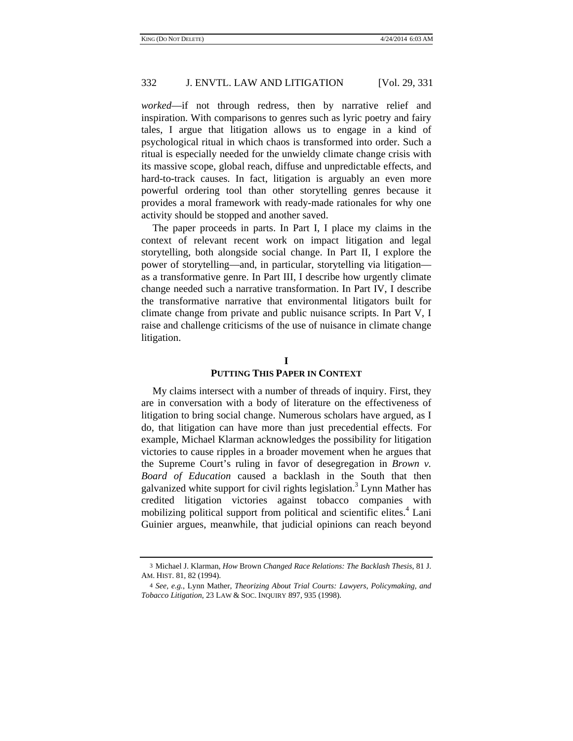*worked*—if not through redress, then by narrative relief and inspiration. With comparisons to genres such as lyric poetry and fairy tales, I argue that litigation allows us to engage in a kind of psychological ritual in which chaos is transformed into order. Such a ritual is especially needed for the unwieldy climate change crisis with its massive scope, global reach, diffuse and unpredictable effects, and hard-to-track causes. In fact, litigation is arguably an even more powerful ordering tool than other storytelling genres because it provides a moral framework with ready-made rationales for why one activity should be stopped and another saved.

The paper proceeds in parts. In Part I, I place my claims in the context of relevant recent work on impact litigation and legal storytelling, both alongside social change. In Part II, I explore the power of storytelling—and, in particular, storytelling via litigation—as a transformative genre. In Part III, I describe how urgently climate change needed such a narrative transformation. In Part IV, I describe the transformative narrative that environmental litigators built for climate change from private and public nuisance scripts. In Part V, I raise and challenge criticisms of the use of nuisance in climate change litigation.

## I
## PUTTING THIS PAPER IN CONTEXT

My claims intersect with a number of threads of inquiry. First, they are in conversation with a body of literature on the effectiveness of litigation to bring social change. Numerous scholars have argued, as I do, that litigation can have more than just precedential effects. For example, Michael Klarman acknowledges the possibility for litigation victories to cause ripples in a broader movement when he argues that the Supreme Court's ruling in favor of desegregation in *Brown v. Board of Education* caused a backlash in the South that then galvanized white support for civil rights legislation.[3] Lynn Mather has credited litigation victories against tobacco companies with mobilizing political support from political and scientific elites.[4] Lani Guinier argues, meanwhile, that judicial opinions can reach beyond

---

3 Michael J. Klarman, *How* Brown *Changed Race Relations: The Backlash Thesis*, 81 J. AM. HIST. 81, 82 (1994).

4 *See, e.g.*, Lynn Mather, *Theorizing About Trial Courts: Lawyers, Policymaking, and Tobacco Litigation*, 23 LAW & SOC. INQUIRY 897, 935 (1998).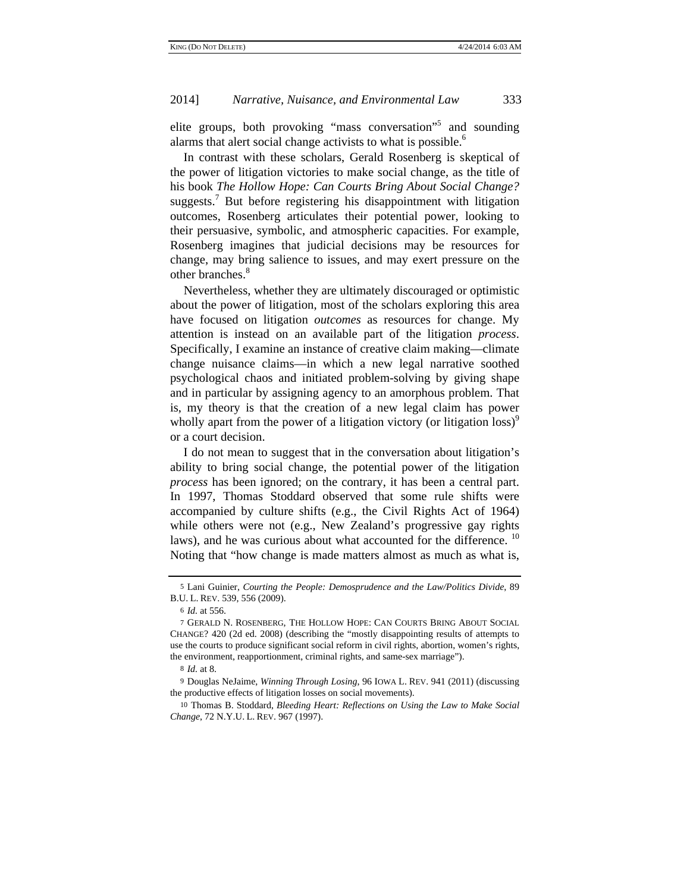elite groups, both provoking "mass conversation"[5] and sounding alarms that alert social change activists to what is possible.[6]

In contrast with these scholars, Gerald Rosenberg is skeptical of the power of litigation victories to make social change, as the title of his book *The Hollow Hope: Can Courts Bring About Social Change?* suggests.[7] But before registering his disappointment with litigation outcomes, Rosenberg articulates their potential power, looking to their persuasive, symbolic, and atmospheric capacities. For example, Rosenberg imagines that judicial decisions may be resources for change, may bring salience to issues, and may exert pressure on the other branches.[8]

Nevertheless, whether they are ultimately discouraged or optimistic about the power of litigation, most of the scholars exploring this area have focused on litigation *outcomes* as resources for change. My attention is instead on an available part of the litigation *process*. Specifically, I examine an instance of creative claim making—climate change nuisance claims—in which a new legal narrative soothed psychological chaos and initiated problem-solving by giving shape and in particular by assigning agency to an amorphous problem. That is, my theory is that the creation of a new legal claim has power wholly apart from the power of a litigation victory (or litigation loss)[9] or a court decision.

I do not mean to suggest that in the conversation about litigation's ability to bring social change, the potential power of the litigation *process* has been ignored; on the contrary, it has been a central part. In 1997, Thomas Stoddard observed that some rule shifts were accompanied by culture shifts (e.g., the Civil Rights Act of 1964) while others were not (e.g., New Zealand's progressive gay rights laws), and he was curious about what accounted for the difference.[10] Noting that "how change is made matters almost as much as what is,

---

5 Lani Guinier, *Courting the People: Demosprudence and the Law/Politics Divide*, 89 B.U. L. REV. 539, 556 (2009).

6 *Id.* at 556.

7 GERALD N. ROSENBERG, THE HOLLOW HOPE: CAN COURTS BRING ABOUT SOCIAL CHANGE? 420 (2d ed. 2008) (describing the "mostly disappointing results of attempts to use the courts to produce significant social reform in civil rights, abortion, women's rights, the environment, reapportionment, criminal rights, and same-sex marriage").

8 *Id.* at 8.

9 Douglas NeJaime, *Winning Through Losing*, 96 IOWA L. REV. 941 (2011) (discussing the productive effects of litigation losses on social movements).

10 Thomas B. Stoddard, *Bleeding Heart: Reflections on Using the Law to Make Social Change*, 72 N.Y.U. L. REV. 967 (1997).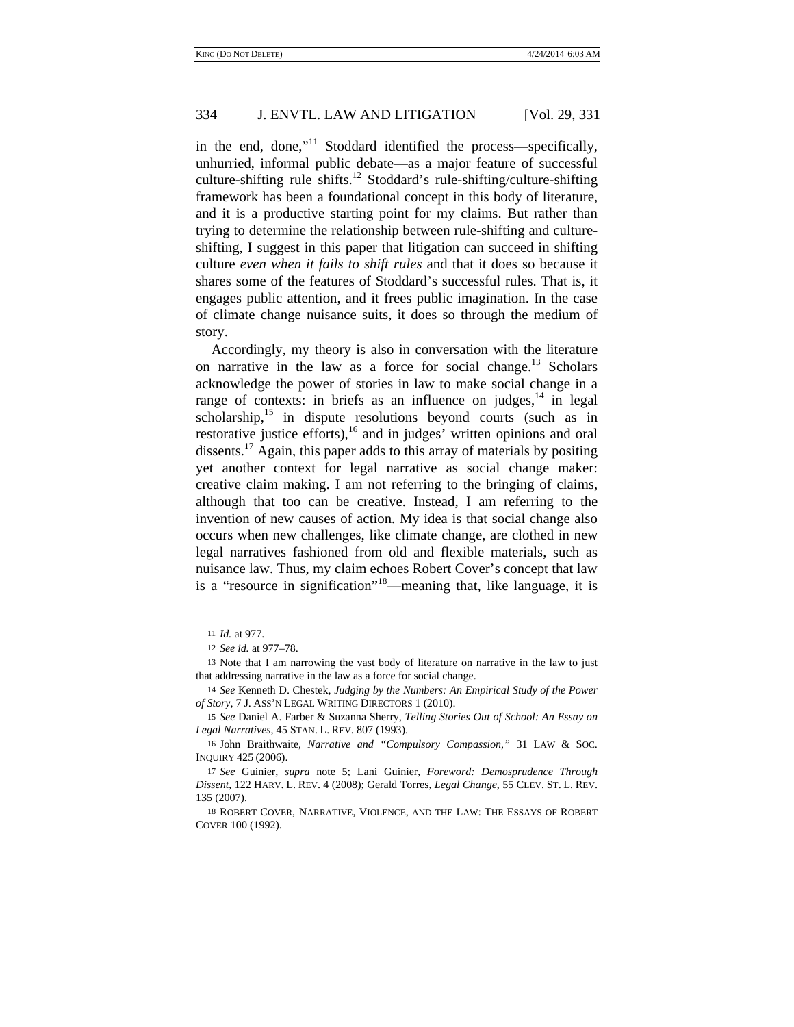in the end, done,"[11] Stoddard identified the process—specifically, unhurried, informal public debate—as a major feature of successful culture-shifting rule shifts.[12] Stoddard's rule-shifting/culture-shifting framework has been a foundational concept in this body of literature, and it is a productive starting point for my claims. But rather than trying to determine the relationship between rule-shifting and culture-shifting, I suggest in this paper that litigation can succeed in shifting culture *even when it fails to shift rules* and that it does so because it shares some of the features of Stoddard's successful rules. That is, it engages public attention, and it frees public imagination. In the case of climate change nuisance suits, it does so through the medium of story.

Accordingly, my theory is also in conversation with the literature on narrative in the law as a force for social change.[13] Scholars acknowledge the power of stories in law to make social change in a range of contexts: in briefs as an influence on judges,[14] in legal scholarship,[15] in dispute resolutions beyond courts (such as in restorative justice efforts),[16] and in judges' written opinions and oral dissents.[17] Again, this paper adds to this array of materials by positing yet another context for legal narrative as social change maker: creative claim making. I am not referring to the bringing of claims, although that too can be creative. Instead, I am referring to the invention of new causes of action. My idea is that social change also occurs when new challenges, like climate change, are clothed in new legal narratives fashioned from old and flexible materials, such as nuisance law. Thus, my claim echoes Robert Cover's concept that law is a "resource in signification"[18]—meaning that, like language, it is

---

11 *Id.* at 977.

12 *See id.* at 977–78.

13 Note that I am narrowing the vast body of literature on narrative in the law to just that addressing narrative in the law as a force for social change.

14 *See* Kenneth D. Chestek, *Judging by the Numbers: An Empirical Study of the Power of Story*, 7 J. ASS'N LEGAL WRITING DIRECTORS 1 (2010).

15 *See* Daniel A. Farber & Suzanna Sherry, *Telling Stories Out of School: An Essay on Legal Narratives*, 45 STAN. L. REV. 807 (1993).

16 John Braithwaite, *Narrative and "Compulsory Compassion,"* 31 LAW & SOC. INQUIRY 425 (2006).

17 *See* Guinier, *supra* note 5; Lani Guinier, *Foreword: Demosprudence Through Dissent*, 122 HARV. L. REV. 4 (2008); Gerald Torres, *Legal Change*, 55 CLEV. ST. L. REV. 135 (2007).

18 ROBERT COVER, NARRATIVE, VIOLENCE, AND THE LAW: THE ESSAYS OF ROBERT COVER 100 (1992).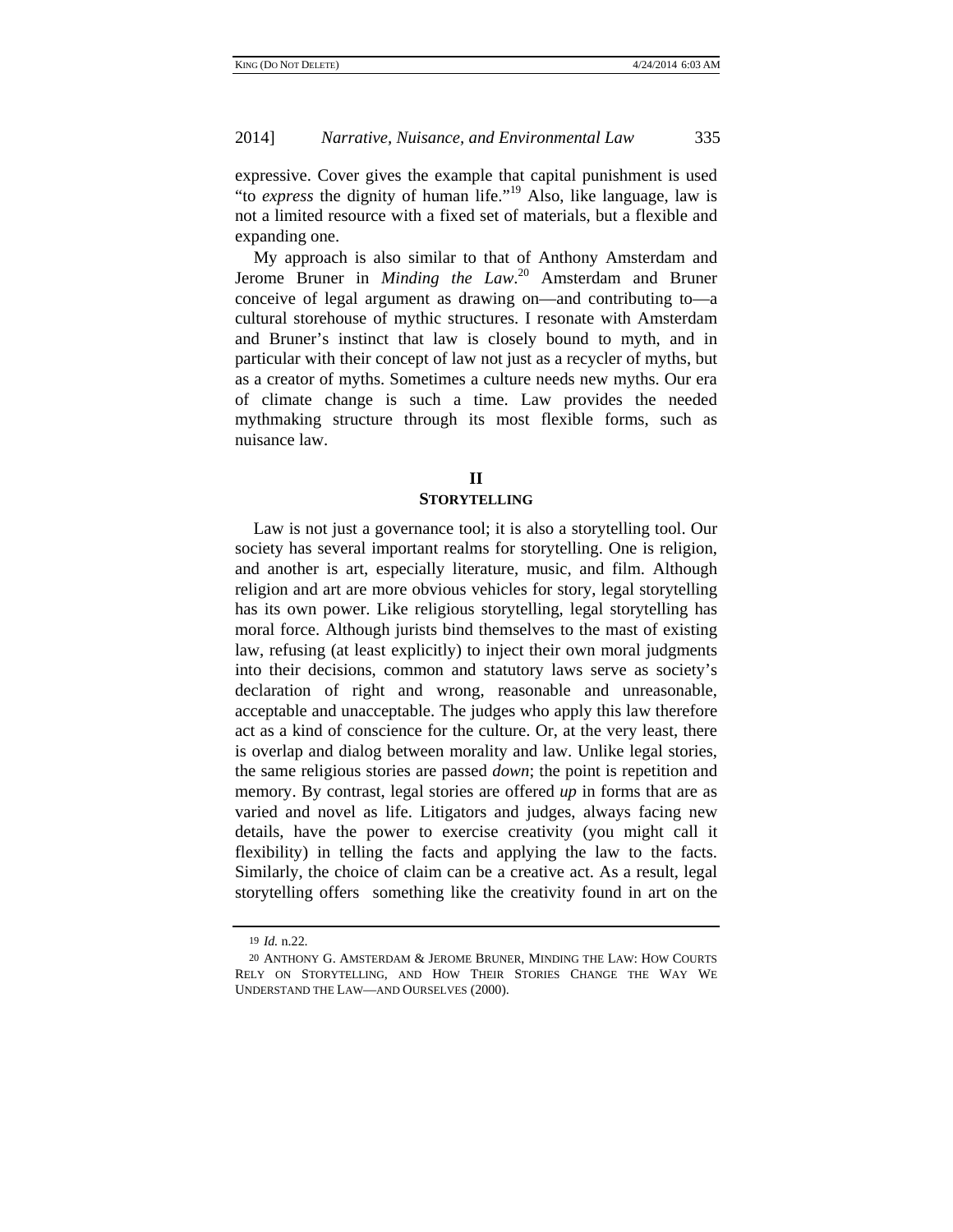expressive. Cover gives the example that capital punishment is used "to *express* the dignity of human life."[19] Also, like language, law is not a limited resource with a fixed set of materials, but a flexible and expanding one.

My approach is also similar to that of Anthony Amsterdam and Jerome Bruner in *Minding the Law*.[20] Amsterdam and Bruner conceive of legal argument as drawing on—and contributing to—a cultural storehouse of mythic structures. I resonate with Amsterdam and Bruner's instinct that law is closely bound to myth, and in particular with their concept of law not just as a recycler of myths, but as a creator of myths. Sometimes a culture needs new myths. Our era of climate change is such a time. Law provides the needed mythmaking structure through its most flexible forms, such as nuisance law.

## II
## STORYTELLING

Law is not just a governance tool; it is also a storytelling tool. Our society has several important realms for storytelling. One is religion, and another is art, especially literature, music, and film. Although religion and art are more obvious vehicles for story, legal storytelling has its own power. Like religious storytelling, legal storytelling has moral force. Although jurists bind themselves to the mast of existing law, refusing (at least explicitly) to inject their own moral judgments into their decisions, common and statutory laws serve as society's declaration of right and wrong, reasonable and unreasonable, acceptable and unacceptable. The judges who apply this law therefore act as a kind of conscience for the culture. Or, at the very least, there is overlap and dialog between morality and law. Unlike legal stories, the same religious stories are passed *down*; the point is repetition and memory. By contrast, legal stories are offered *up* in forms that are as varied and novel as life. Litigators and judges, always facing new details, have the power to exercise creativity (you might call it flexibility) in telling the facts and applying the law to the facts. Similarly, the choice of claim can be a creative act. As a result, legal storytelling offers something like the creativity found in art on the

---

19 *Id.* n.22.

20 ANTHONY G. AMSTERDAM & JEROME BRUNER, MINDING THE LAW: HOW COURTS RELY ON STORYTELLING, AND HOW THEIR STORIES CHANGE THE WAY WE UNDERSTAND THE LAW—AND OURSELVES (2000).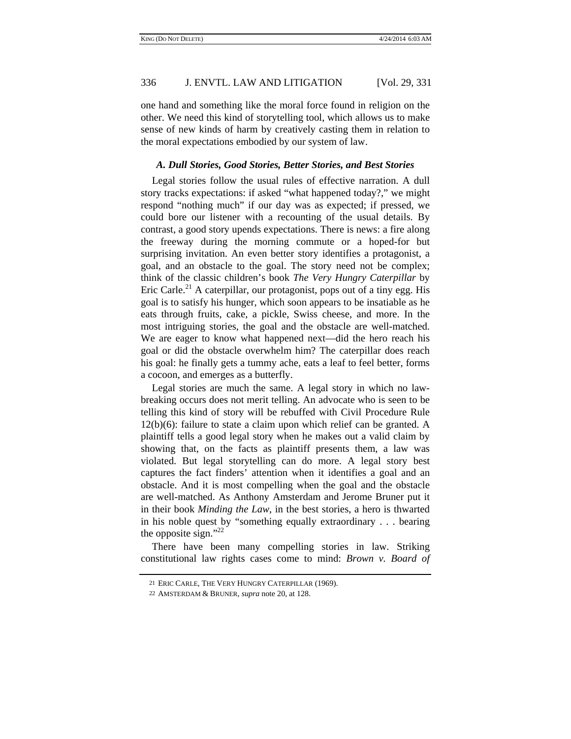one hand and something like the moral force found in religion on the other. We need this kind of storytelling tool, which allows us to make sense of new kinds of harm by creatively casting them in relation to the moral expectations embodied by our system of law.

### *A. Dull Stories, Good Stories, Better Stories, and Best Stories*

Legal stories follow the usual rules of effective narration. A dull story tracks expectations: if asked "what happened today?," we might respond "nothing much" if our day was as expected; if pressed, we could bore our listener with a recounting of the usual details. By contrast, a good story upends expectations. There is news: a fire along the freeway during the morning commute or a hoped-for but surprising invitation. An even better story identifies a protagonist, a goal, and an obstacle to the goal. The story need not be complex; think of the classic children's book *The Very Hungry Caterpillar* by Eric Carle.[21] A caterpillar, our protagonist, pops out of a tiny egg. His goal is to satisfy his hunger, which soon appears to be insatiable as he eats through fruits, cake, a pickle, Swiss cheese, and more. In the most intriguing stories, the goal and the obstacle are well-matched. We are eager to know what happened next—did the hero reach his goal or did the obstacle overwhelm him? The caterpillar does reach his goal: he finally gets a tummy ache, eats a leaf to feel better, forms a cocoon, and emerges as a butterfly.

Legal stories are much the same. A legal story in which no law-breaking occurs does not merit telling. An advocate who is seen to be telling this kind of story will be rebuffed with Civil Procedure Rule 12(b)(6): failure to state a claim upon which relief can be granted. A plaintiff tells a good legal story when he makes out a valid claim by showing that, on the facts as plaintiff presents them, a law was violated. But legal storytelling can do more. A legal story best captures the fact finders' attention when it identifies a goal and an obstacle. And it is most compelling when the goal and the obstacle are well-matched. As Anthony Amsterdam and Jerome Bruner put it in their book *Minding the Law*, in the best stories, a hero is thwarted in his noble quest by "something equally extraordinary . . . bearing the opposite sign."[22]

There have been many compelling stories in law. Striking constitutional law rights cases come to mind: *Brown v. Board of*

---

21 ERIC CARLE, THE VERY HUNGRY CATERPILLAR (1969).

22 AMSTERDAM & BRUNER, *supra* note 20, at 128.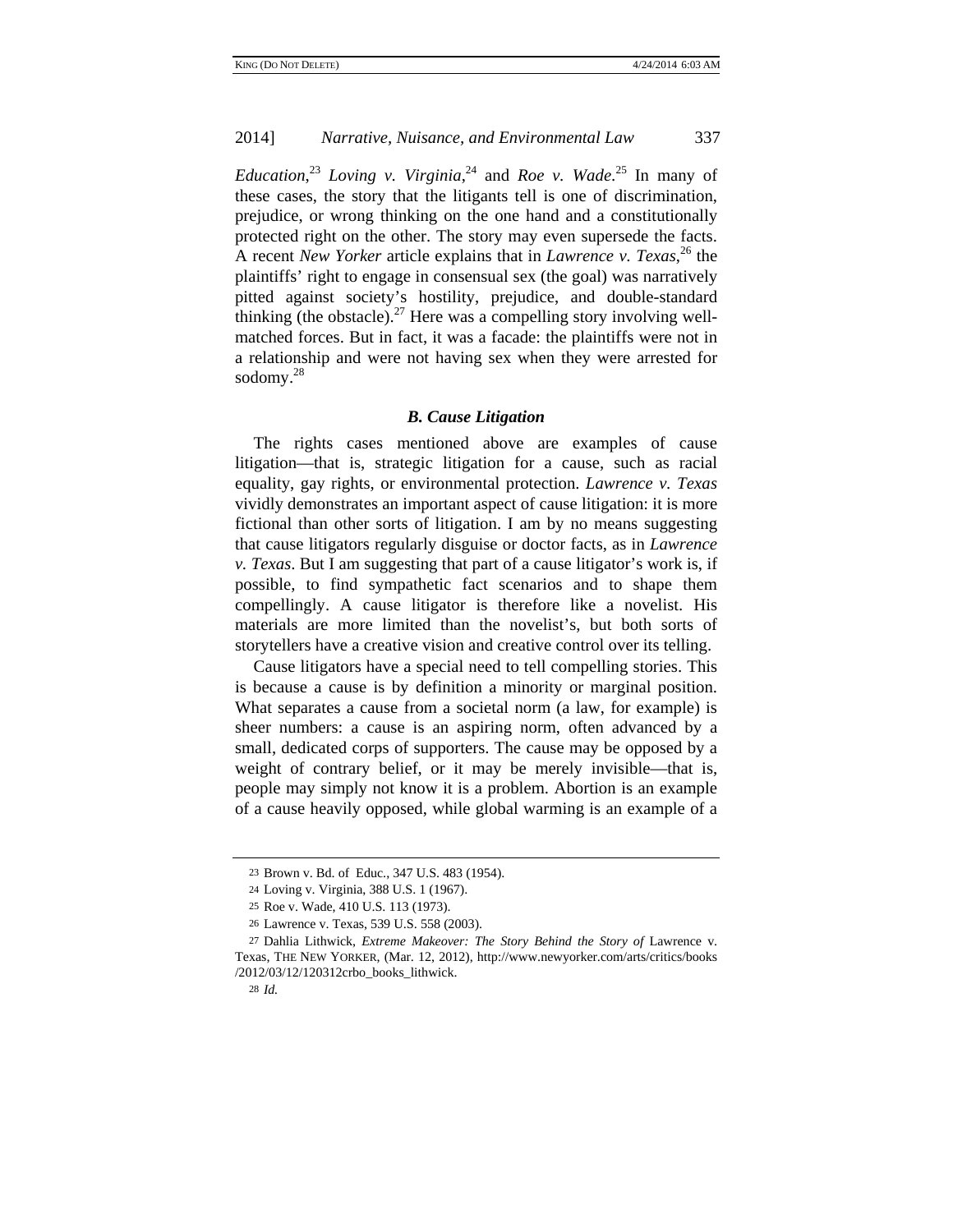*Education*,[23] *Loving v. Virginia*,[24] and *Roe v. Wade*.[25] In many of these cases, the story that the litigants tell is one of discrimination, prejudice, or wrong thinking on the one hand and a constitutionally protected right on the other. The story may even supersede the facts. A recent *New Yorker* article explains that in *Lawrence v. Texas*,[26] the plaintiffs' right to engage in consensual sex (the goal) was narratively pitted against society's hostility, prejudice, and double-standard thinking (the obstacle).[27] Here was a compelling story involving well-matched forces. But in fact, it was a facade: the plaintiffs were not in a relationship and were not having sex when they were arrested for sodomy.[28]

### *B. Cause Litigation*

The rights cases mentioned above are examples of cause litigation—that is, strategic litigation for a cause, such as racial equality, gay rights, or environmental protection. *Lawrence v. Texas* vividly demonstrates an important aspect of cause litigation: it is more fictional than other sorts of litigation. I am by no means suggesting that cause litigators regularly disguise or doctor facts, as in *Lawrence v. Texas*. But I am suggesting that part of a cause litigator's work is, if possible, to find sympathetic fact scenarios and to shape them compellingly. A cause litigator is therefore like a novelist. His materials are more limited than the novelist's, but both sorts of storytellers have a creative vision and creative control over its telling.

Cause litigators have a special need to tell compelling stories. This is because a cause is by definition a minority or marginal position. What separates a cause from a societal norm (a law, for example) is sheer numbers: a cause is an aspiring norm, often advanced by a small, dedicated corps of supporters. The cause may be opposed by a weight of contrary belief, or it may be merely invisible—that is, people may simply not know it is a problem. Abortion is an example of a cause heavily opposed, while global warming is an example of a

---

23 Brown v. Bd. of Educ., 347 U.S. 483 (1954).

24 Loving v. Virginia, 388 U.S. 1 (1967).

25 Roe v. Wade, 410 U.S. 113 (1973).

26 Lawrence v. Texas, 539 U.S. 558 (2003).

27 Dahlia Lithwick, *Extreme Makeover: The Story Behind the Story of* Lawrence v. Texas, THE NEW YORKER, (Mar. 12, 2012), http://www.newyorker.com/arts/critics/books/2012/03/12/120312crbo_books_lithwick.

28 *Id.*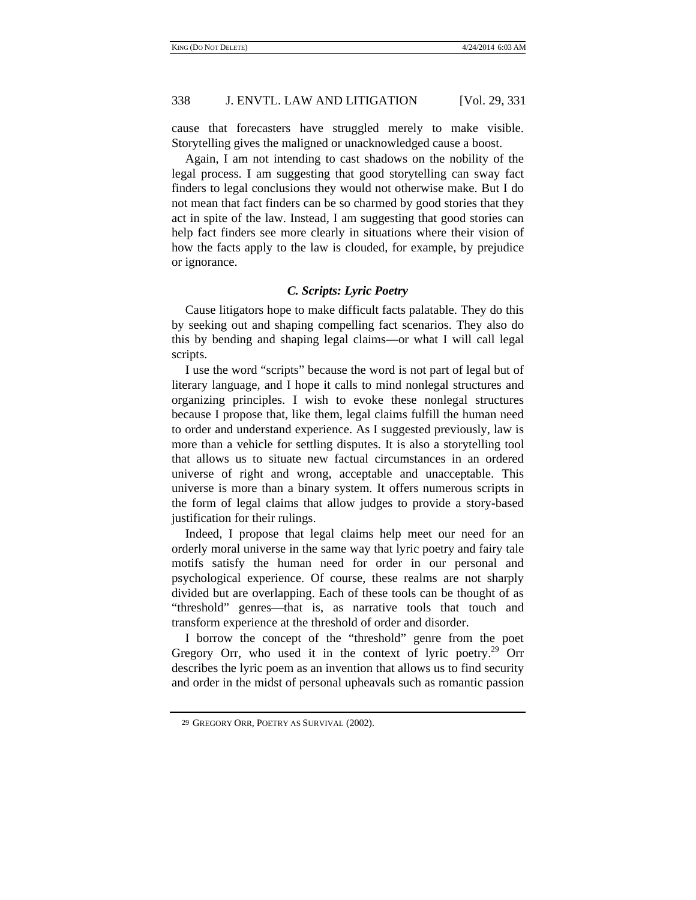cause that forecasters have struggled merely to make visible. Storytelling gives the maligned or unacknowledged cause a boost.

Again, I am not intending to cast shadows on the nobility of the legal process. I am suggesting that good storytelling can sway fact finders to legal conclusions they would not otherwise make. But I do not mean that fact finders can be so charmed by good stories that they act in spite of the law. Instead, I am suggesting that good stories can help fact finders see more clearly in situations where their vision of how the facts apply to the law is clouded, for example, by prejudice or ignorance.

### *C. Scripts: Lyric Poetry*

Cause litigators hope to make difficult facts palatable. They do this by seeking out and shaping compelling fact scenarios. They also do this by bending and shaping legal claims—or what I will call legal scripts.

I use the word "scripts" because the word is not part of legal but of literary language, and I hope it calls to mind nonlegal structures and organizing principles. I wish to evoke these nonlegal structures because I propose that, like them, legal claims fulfill the human need to order and understand experience. As I suggested previously, law is more than a vehicle for settling disputes. It is also a storytelling tool that allows us to situate new factual circumstances in an ordered universe of right and wrong, acceptable and unacceptable. This universe is more than a binary system. It offers numerous scripts in the form of legal claims that allow judges to provide a story-based justification for their rulings.

Indeed, I propose that legal claims help meet our need for an orderly moral universe in the same way that lyric poetry and fairy tale motifs satisfy the human need for order in our personal and psychological experience. Of course, these realms are not sharply divided but are overlapping. Each of these tools can be thought of as "threshold" genres—that is, as narrative tools that touch and transform experience at the threshold of order and disorder.

I borrow the concept of the "threshold" genre from the poet Gregory Orr, who used it in the context of lyric poetry.[29] Orr describes the lyric poem as an invention that allows us to find security and order in the midst of personal upheavals such as romantic passion

---

29 GREGORY ORR, POETRY AS SURVIVAL (2002).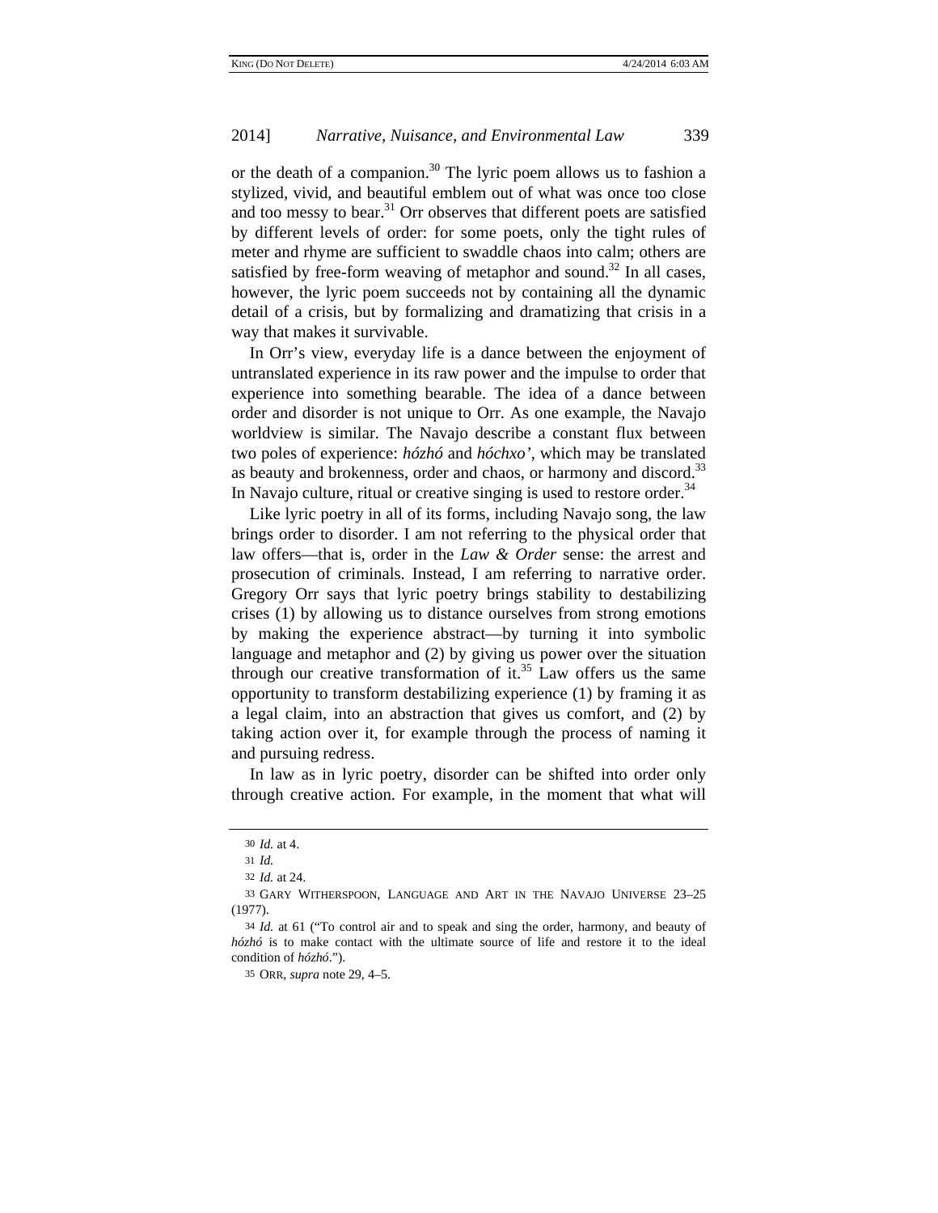or the death of a companion.[30] The lyric poem allows us to fashion a stylized, vivid, and beautiful emblem out of what was once too close and too messy to bear.[31] Orr observes that different poets are satisfied by different levels of order: for some poets, only the tight rules of meter and rhyme are sufficient to swaddle chaos into calm; others are satisfied by free-form weaving of metaphor and sound.[32] In all cases, however, the lyric poem succeeds not by containing all the dynamic detail of a crisis, but by formalizing and dramatizing that crisis in a way that makes it survivable.

In Orr's view, everyday life is a dance between the enjoyment of untranslated experience in its raw power and the impulse to order that experience into something bearable. The idea of a dance between order and disorder is not unique to Orr. As one example, the Navajo worldview is similar. The Navajo describe a constant flux between two poles of experience: *hózhó* and *hóchxo'*, which may be translated as beauty and brokenness, order and chaos, or harmony and discord.[33] In Navajo culture, ritual or creative singing is used to restore order.[34]

Like lyric poetry in all of its forms, including Navajo song, the law brings order to disorder. I am not referring to the physical order that law offers—that is, order in the *Law & Order* sense: the arrest and prosecution of criminals. Instead, I am referring to narrative order. Gregory Orr says that lyric poetry brings stability to destabilizing crises (1) by allowing us to distance ourselves from strong emotions by making the experience abstract—by turning it into symbolic language and metaphor and (2) by giving us power over the situation through our creative transformation of it.[35] Law offers us the same opportunity to transform destabilizing experience (1) by framing it as a legal claim, into an abstraction that gives us comfort, and (2) by taking action over it, for example through the process of naming it and pursuing redress.

In law as in lyric poetry, disorder can be shifted into order only through creative action. For example, in the moment that what will

---

30 *Id.* at 4.

31 *Id.*

32 *Id.* at 24.

33 GARY WITHERSPOON, LANGUAGE AND ART IN THE NAVAJO UNIVERSE 23–25 (1977).

34 *Id.* at 61 ("To control air and to speak and sing the order, harmony, and beauty of *hózhó* is to make contact with the ultimate source of life and restore it to the ideal condition of *hózhó*.").

35 ORR, *supra* note 29, 4–5.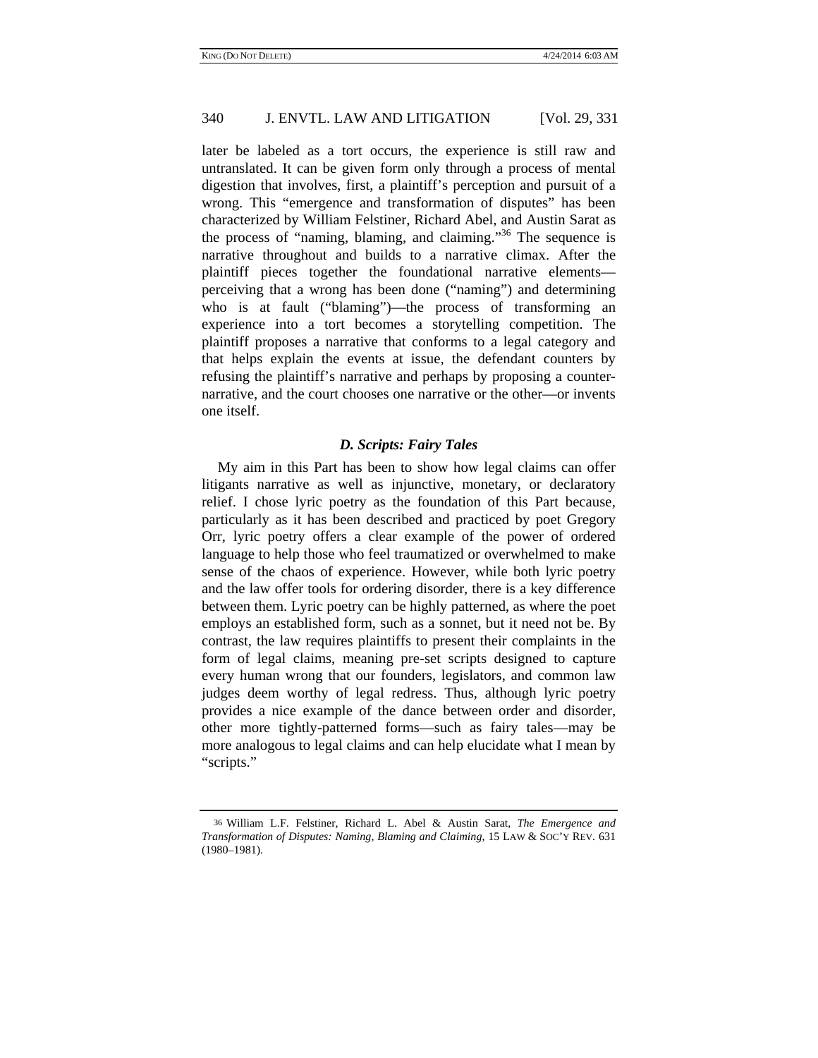later be labeled as a tort occurs, the experience is still raw and untranslated. It can be given form only through a process of mental digestion that involves, first, a plaintiff's perception and pursuit of a wrong. This "emergence and transformation of disputes" has been characterized by William Felstiner, Richard Abel, and Austin Sarat as the process of "naming, blaming, and claiming."[36] The sequence is narrative throughout and builds to a narrative climax. After the plaintiff pieces together the foundational narrative elements—perceiving that a wrong has been done ("naming") and determining who is at fault ("blaming")—the process of transforming an experience into a tort becomes a storytelling competition. The plaintiff proposes a narrative that conforms to a legal category and that helps explain the events at issue, the defendant counters by refusing the plaintiff's narrative and perhaps by proposing a counter-narrative, and the court chooses one narrative or the other—or invents one itself.

### *D. Scripts: Fairy Tales*

My aim in this Part has been to show how legal claims can offer litigants narrative as well as injunctive, monetary, or declaratory relief. I chose lyric poetry as the foundation of this Part because, particularly as it has been described and practiced by poet Gregory Orr, lyric poetry offers a clear example of the power of ordered language to help those who feel traumatized or overwhelmed to make sense of the chaos of experience. However, while both lyric poetry and the law offer tools for ordering disorder, there is a key difference between them. Lyric poetry can be highly patterned, as where the poet employs an established form, such as a sonnet, but it need not be. By contrast, the law requires plaintiffs to present their complaints in the form of legal claims, meaning pre-set scripts designed to capture every human wrong that our founders, legislators, and common law judges deem worthy of legal redress. Thus, although lyric poetry provides a nice example of the dance between order and disorder, other more tightly-patterned forms—such as fairy tales—may be more analogous to legal claims and can help elucidate what I mean by "scripts."

---

[36] William L.F. Felstiner, Richard L. Abel & Austin Sarat, *The Emergence and Transformation of Disputes: Naming, Blaming and Claiming*, 15 LAW & SOC'Y REV. 631 (1980–1981).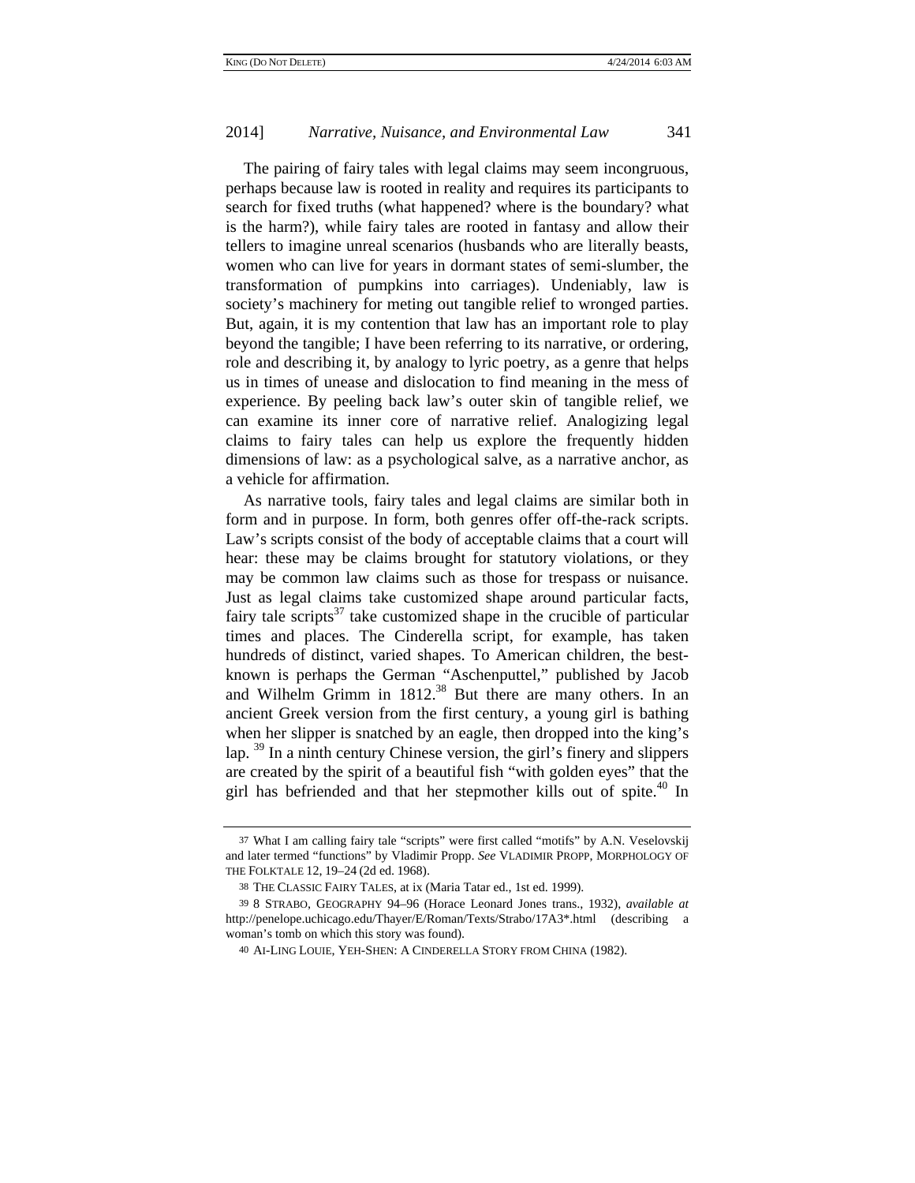The pairing of fairy tales with legal claims may seem incongruous, perhaps because law is rooted in reality and requires its participants to search for fixed truths (what happened? where is the boundary? what is the harm?), while fairy tales are rooted in fantasy and allow their tellers to imagine unreal scenarios (husbands who are literally beasts, women who can live for years in dormant states of semi-slumber, the transformation of pumpkins into carriages). Undeniably, law is society's machinery for meting out tangible relief to wronged parties. But, again, it is my contention that law has an important role to play beyond the tangible; I have been referring to its narrative, or ordering, role and describing it, by analogy to lyric poetry, as a genre that helps us in times of unease and dislocation to find meaning in the mess of experience. By peeling back law's outer skin of tangible relief, we can examine its inner core of narrative relief. Analogizing legal claims to fairy tales can help us explore the frequently hidden dimensions of law: as a psychological salve, as a narrative anchor, as a vehicle for affirmation.

As narrative tools, fairy tales and legal claims are similar both in form and in purpose. In form, both genres offer off-the-rack scripts. Law's scripts consist of the body of acceptable claims that a court will hear: these may be claims brought for statutory violations, or they may be common law claims such as those for trespass or nuisance. Just as legal claims take customized shape around particular facts, fairy tale scripts[37] take customized shape in the crucible of particular times and places. The Cinderella script, for example, has taken hundreds of distinct, varied shapes. To American children, the best-known is perhaps the German "Aschenputtel," published by Jacob and Wilhelm Grimm in 1812.[38] But there are many others. In an ancient Greek version from the first century, a young girl is bathing when her slipper is snatched by an eagle, then dropped into the king's lap. [39] In a ninth century Chinese version, the girl's finery and slippers are created by the spirit of a beautiful fish "with golden eyes" that the girl has befriended and that her stepmother kills out of spite.[40] In

37 What I am calling fairy tale "scripts" were first called "motifs" by A.N. Veselovskij and later termed "functions" by Vladimir Propp. *See* VLADIMIR PROPP, MORPHOLOGY OF THE FOLKTALE 12, 19–24 (2d ed. 1968).

38 THE CLASSIC FAIRY TALES, at ix (Maria Tatar ed., 1st ed. 1999).

39 8 STRABO, GEOGRAPHY 94–96 (Horace Leonard Jones trans., 1932), *available at* http://penelope.uchicago.edu/Thayer/E/Roman/Texts/Strabo/17A3*.html (describing a woman's tomb on which this story was found).

40 AI-LING LOUIE, YEH-SHEN: A CINDERELLA STORY FROM CHINA (1982).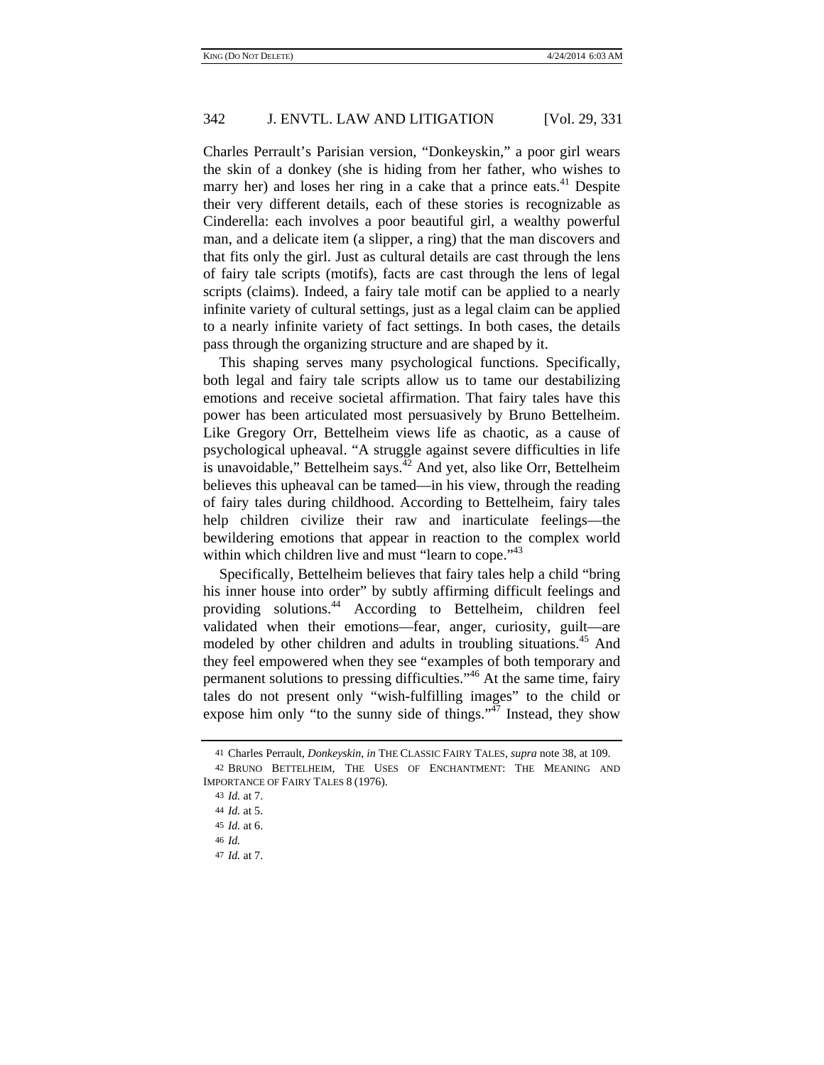Charles Perrault's Parisian version, "Donkeyskin," a poor girl wears the skin of a donkey (she is hiding from her father, who wishes to marry her) and loses her ring in a cake that a prince eats.[41] Despite their very different details, each of these stories is recognizable as Cinderella: each involves a poor beautiful girl, a wealthy powerful man, and a delicate item (a slipper, a ring) that the man discovers and that fits only the girl. Just as cultural details are cast through the lens of fairy tale scripts (motifs), facts are cast through the lens of legal scripts (claims). Indeed, a fairy tale motif can be applied to a nearly infinite variety of cultural settings, just as a legal claim can be applied to a nearly infinite variety of fact settings. In both cases, the details pass through the organizing structure and are shaped by it.

This shaping serves many psychological functions. Specifically, both legal and fairy tale scripts allow us to tame our destabilizing emotions and receive societal affirmation. That fairy tales have this power has been articulated most persuasively by Bruno Bettelheim. Like Gregory Orr, Bettelheim views life as chaotic, as a cause of psychological upheaval. "A struggle against severe difficulties in life is unavoidable," Bettelheim says.[42] And yet, also like Orr, Bettelheim believes this upheaval can be tamed—in his view, through the reading of fairy tales during childhood. According to Bettelheim, fairy tales help children civilize their raw and inarticulate feelings—the bewildering emotions that appear in reaction to the complex world within which children live and must "learn to cope."[43]

Specifically, Bettelheim believes that fairy tales help a child "bring his inner house into order" by subtly affirming difficult feelings and providing solutions.[44] According to Bettelheim, children feel validated when their emotions—fear, anger, curiosity, guilt—are modeled by other children and adults in troubling situations.[45] And they feel empowered when they see "examples of both temporary and permanent solutions to pressing difficulties."[46] At the same time, fairy tales do not present only "wish-fulfilling images" to the child or expose him only "to the sunny side of things."[47] Instead, they show

41 Charles Perrault, *Donkeyskin*, *in* THE CLASSIC FAIRY TALES, *supra* note 38, at 109.

42 BRUNO BETTELHEIM, THE USES OF ENCHANTMENT: THE MEANING AND IMPORTANCE OF FAIRY TALES 8 (1976).

43 *Id.* at 7.

44 *Id.* at 5.

45 *Id.* at 6.

46 *Id.*

47 *Id.* at 7.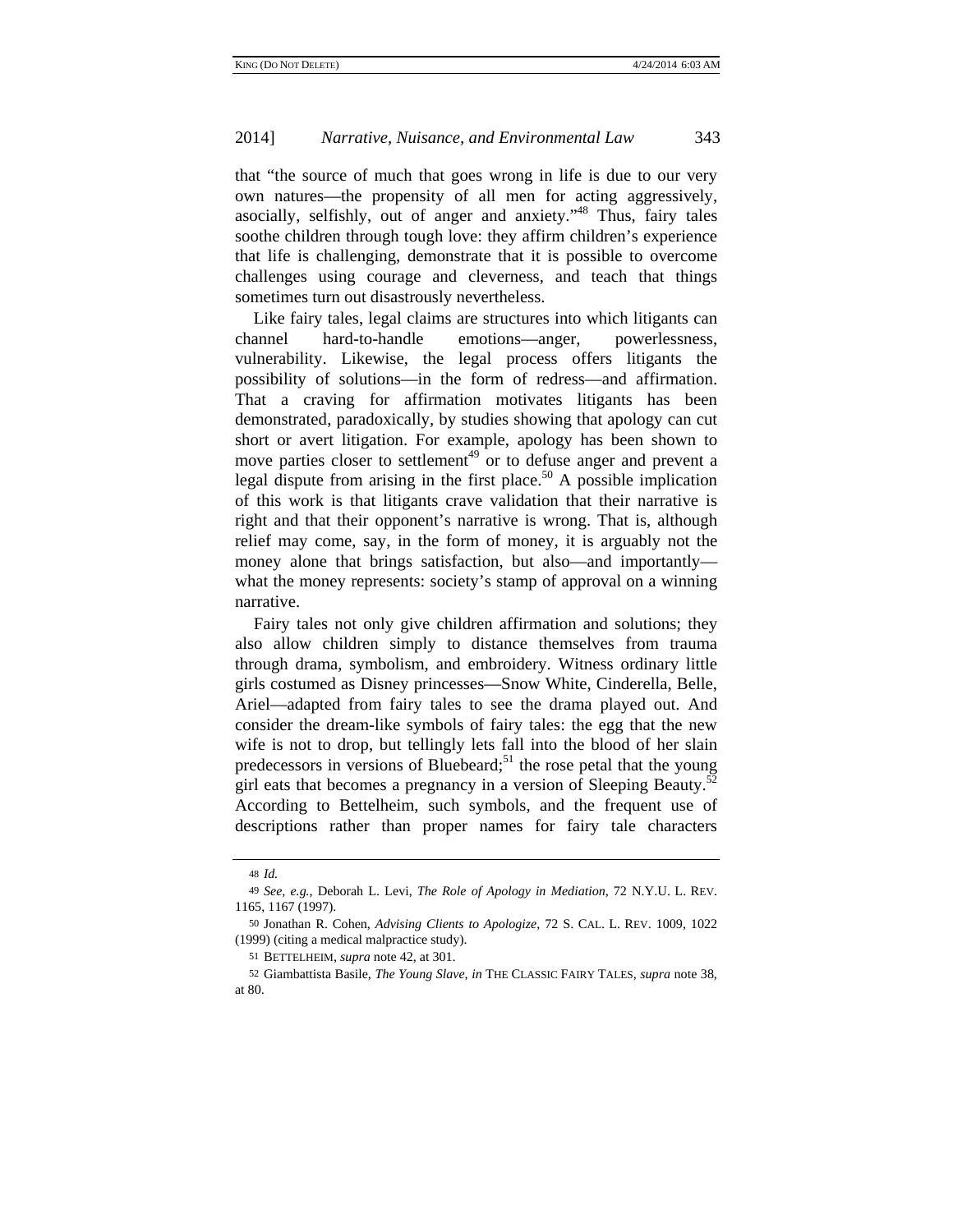that "the source of much that goes wrong in life is due to our very own natures—the propensity of all men for acting aggressively, asocially, selfishly, out of anger and anxiety."[48] Thus, fairy tales soothe children through tough love: they affirm children's experience that life is challenging, demonstrate that it is possible to overcome challenges using courage and cleverness, and teach that things sometimes turn out disastrously nevertheless.

Like fairy tales, legal claims are structures into which litigants can channel hard-to-handle emotions—anger, powerlessness, vulnerability. Likewise, the legal process offers litigants the possibility of solutions—in the form of redress—and affirmation. That a craving for affirmation motivates litigants has been demonstrated, paradoxically, by studies showing that apology can cut short or avert litigation. For example, apology has been shown to move parties closer to settlement[49] or to defuse anger and prevent a legal dispute from arising in the first place.[50] A possible implication of this work is that litigants crave validation that their narrative is right and that their opponent's narrative is wrong. That is, although relief may come, say, in the form of money, it is arguably not the money alone that brings satisfaction, but also—and importantly—what the money represents: society's stamp of approval on a winning narrative.

Fairy tales not only give children affirmation and solutions; they also allow children simply to distance themselves from trauma through drama, symbolism, and embroidery. Witness ordinary little girls costumed as Disney princesses—Snow White, Cinderella, Belle, Ariel—adapted from fairy tales to see the drama played out. And consider the dream-like symbols of fairy tales: the egg that the new wife is not to drop, but tellingly lets fall into the blood of her slain predecessors in versions of Bluebeard;[51] the rose petal that the young girl eats that becomes a pregnancy in a version of Sleeping Beauty.[52] According to Bettelheim, such symbols, and the frequent use of descriptions rather than proper names for fairy tale characters

---

48 *Id.*

49 *See, e.g.*, Deborah L. Levi, *The Role of Apology in Mediation*, 72 N.Y.U. L. REV. 1165, 1167 (1997).

50 Jonathan R. Cohen, *Advising Clients to Apologize*, 72 S. CAL. L. REV. 1009, 1022 (1999) (citing a medical malpractice study).

51 BETTELHEIM, *supra* note 42, at 301.

52 Giambattista Basile, *The Young Slave*, *in* THE CLASSIC FAIRY TALES, *supra* note 38, at 80.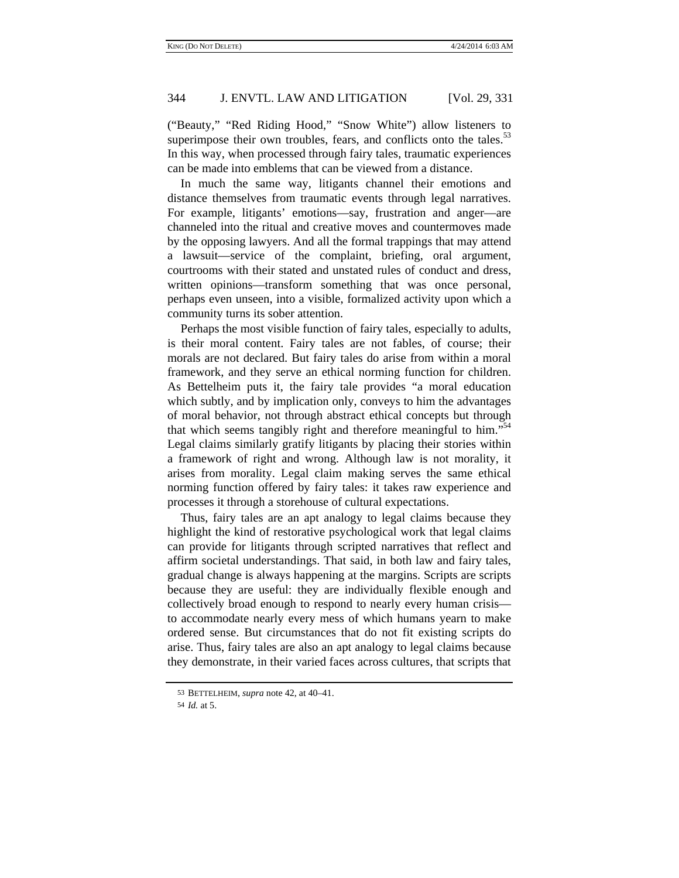("Beauty," "Red Riding Hood," "Snow White") allow listeners to superimpose their own troubles, fears, and conflicts onto the tales.[53] In this way, when processed through fairy tales, traumatic experiences can be made into emblems that can be viewed from a distance.

In much the same way, litigants channel their emotions and distance themselves from traumatic events through legal narratives. For example, litigants' emotions—say, frustration and anger—are channeled into the ritual and creative moves and countermoves made by the opposing lawyers. And all the formal trappings that may attend a lawsuit—service of the complaint, briefing, oral argument, courtrooms with their stated and unstated rules of conduct and dress, written opinions—transform something that was once personal, perhaps even unseen, into a visible, formalized activity upon which a community turns its sober attention.

Perhaps the most visible function of fairy tales, especially to adults, is their moral content. Fairy tales are not fables, of course; their morals are not declared. But fairy tales do arise from within a moral framework, and they serve an ethical norming function for children. As Bettelheim puts it, the fairy tale provides "a moral education which subtly, and by implication only, conveys to him the advantages of moral behavior, not through abstract ethical concepts but through that which seems tangibly right and therefore meaningful to him."[54] Legal claims similarly gratify litigants by placing their stories within a framework of right and wrong. Although law is not morality, it arises from morality. Legal claim making serves the same ethical norming function offered by fairy tales: it takes raw experience and processes it through a storehouse of cultural expectations.

Thus, fairy tales are an apt analogy to legal claims because they highlight the kind of restorative psychological work that legal claims can provide for litigants through scripted narratives that reflect and affirm societal understandings. That said, in both law and fairy tales, gradual change is always happening at the margins. Scripts are scripts because they are useful: they are individually flexible enough and collectively broad enough to respond to nearly every human crisis—to accommodate nearly every mess of which humans yearn to make ordered sense. But circumstances that do not fit existing scripts do arise. Thus, fairy tales are also an apt analogy to legal claims because they demonstrate, in their varied faces across cultures, that scripts that

---

53 BETTELHEIM, *supra* note 42, at 40–41.

54 *Id.* at 5.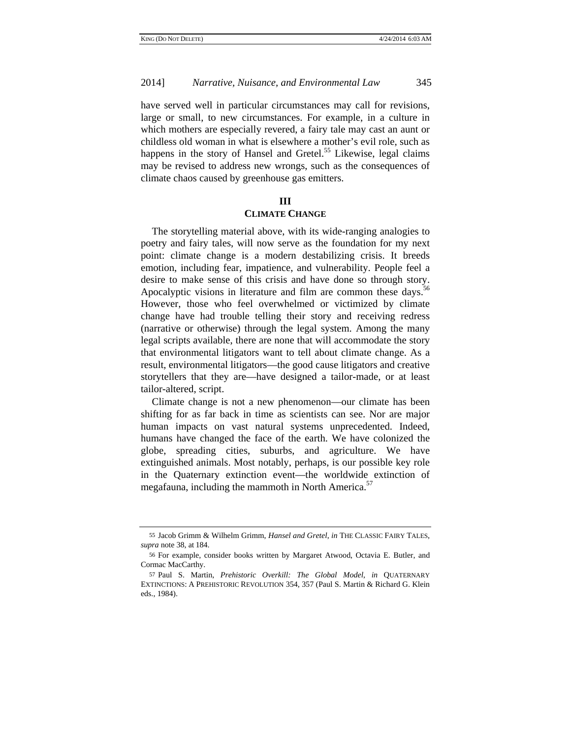have served well in particular circumstances may call for revisions, large or small, to new circumstances. For example, in a culture in which mothers are especially revered, a fairy tale may cast an aunt or childless old woman in what is elsewhere a mother's evil role, such as happens in the story of Hansel and Gretel.[55] Likewise, legal claims may be revised to address new wrongs, such as the consequences of climate chaos caused by greenhouse gas emitters.

## III
## CLIMATE CHANGE

The storytelling material above, with its wide-ranging analogies to poetry and fairy tales, will now serve as the foundation for my next point: climate change is a modern destabilizing crisis. It breeds emotion, including fear, impatience, and vulnerability. People feel a desire to make sense of this crisis and have done so through story. Apocalyptic visions in literature and film are common these days.[56] However, those who feel overwhelmed or victimized by climate change have had trouble telling their story and receiving redress (narrative or otherwise) through the legal system. Among the many legal scripts available, there are none that will accommodate the story that environmental litigators want to tell about climate change. As a result, environmental litigators—the good cause litigators and creative storytellers that they are—have designed a tailor-made, or at least tailor-altered, script.

Climate change is not a new phenomenon—our climate has been shifting for as far back in time as scientists can see. Nor are major human impacts on vast natural systems unprecedented. Indeed, humans have changed the face of the earth. We have colonized the globe, spreading cities, suburbs, and agriculture. We have extinguished animals. Most notably, perhaps, is our possible key role in the Quaternary extinction event—the worldwide extinction of megafauna, including the mammoth in North America.[57]

---

55 Jacob Grimm & Wilhelm Grimm, *Hansel and Gretel*, *in* THE CLASSIC FAIRY TALES, *supra* note 38, at 184.

56 For example, consider books written by Margaret Atwood, Octavia E. Butler, and Cormac MacCarthy.

57 Paul S. Martin, *Prehistoric Overkill: The Global Model*, *in* QUATERNARY EXTINCTIONS: A PREHISTORIC REVOLUTION 354, 357 (Paul S. Martin & Richard G. Klein eds., 1984).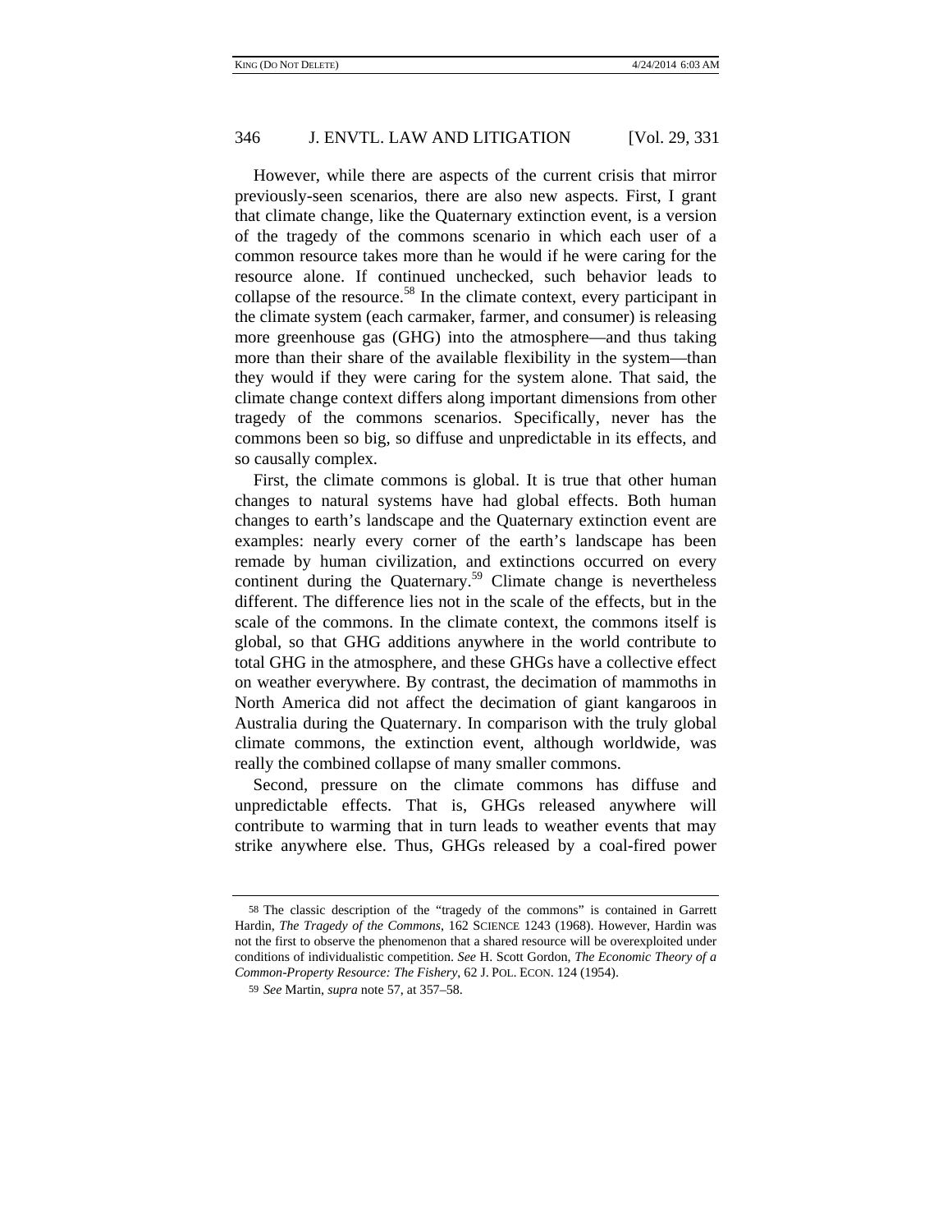However, while there are aspects of the current crisis that mirror previously-seen scenarios, there are also new aspects. First, I grant that climate change, like the Quaternary extinction event, is a version of the tragedy of the commons scenario in which each user of a common resource takes more than he would if he were caring for the resource alone. If continued unchecked, such behavior leads to collapse of the resource.[58] In the climate context, every participant in the climate system (each carmaker, farmer, and consumer) is releasing more greenhouse gas (GHG) into the atmosphere—and thus taking more than their share of the available flexibility in the system—than they would if they were caring for the system alone. That said, the climate change context differs along important dimensions from other tragedy of the commons scenarios. Specifically, never has the commons been so big, so diffuse and unpredictable in its effects, and so causally complex.

First, the climate commons is global. It is true that other human changes to natural systems have had global effects. Both human changes to earth's landscape and the Quaternary extinction event are examples: nearly every corner of the earth's landscape has been remade by human civilization, and extinctions occurred on every continent during the Quaternary.[59] Climate change is nevertheless different. The difference lies not in the scale of the effects, but in the scale of the commons. In the climate context, the commons itself is global, so that GHG additions anywhere in the world contribute to total GHG in the atmosphere, and these GHGs have a collective effect on weather everywhere. By contrast, the decimation of mammoths in North America did not affect the decimation of giant kangaroos in Australia during the Quaternary. In comparison with the truly global climate commons, the extinction event, although worldwide, was really the combined collapse of many smaller commons.

Second, pressure on the climate commons has diffuse and unpredictable effects. That is, GHGs released anywhere will contribute to warming that in turn leads to weather events that may strike anywhere else. Thus, GHGs released by a coal-fired power

---

58 The classic description of the "tragedy of the commons" is contained in Garrett Hardin, *The Tragedy of the Commons*, 162 SCIENCE 1243 (1968). However, Hardin was not the first to observe the phenomenon that a shared resource will be overexploited under conditions of individualistic competition. *See* H. Scott Gordon, *The Economic Theory of a Common-Property Resource: The Fishery*, 62 J. POL. ECON. 124 (1954).

59 *See* Martin, *supra* note 57, at 357–58.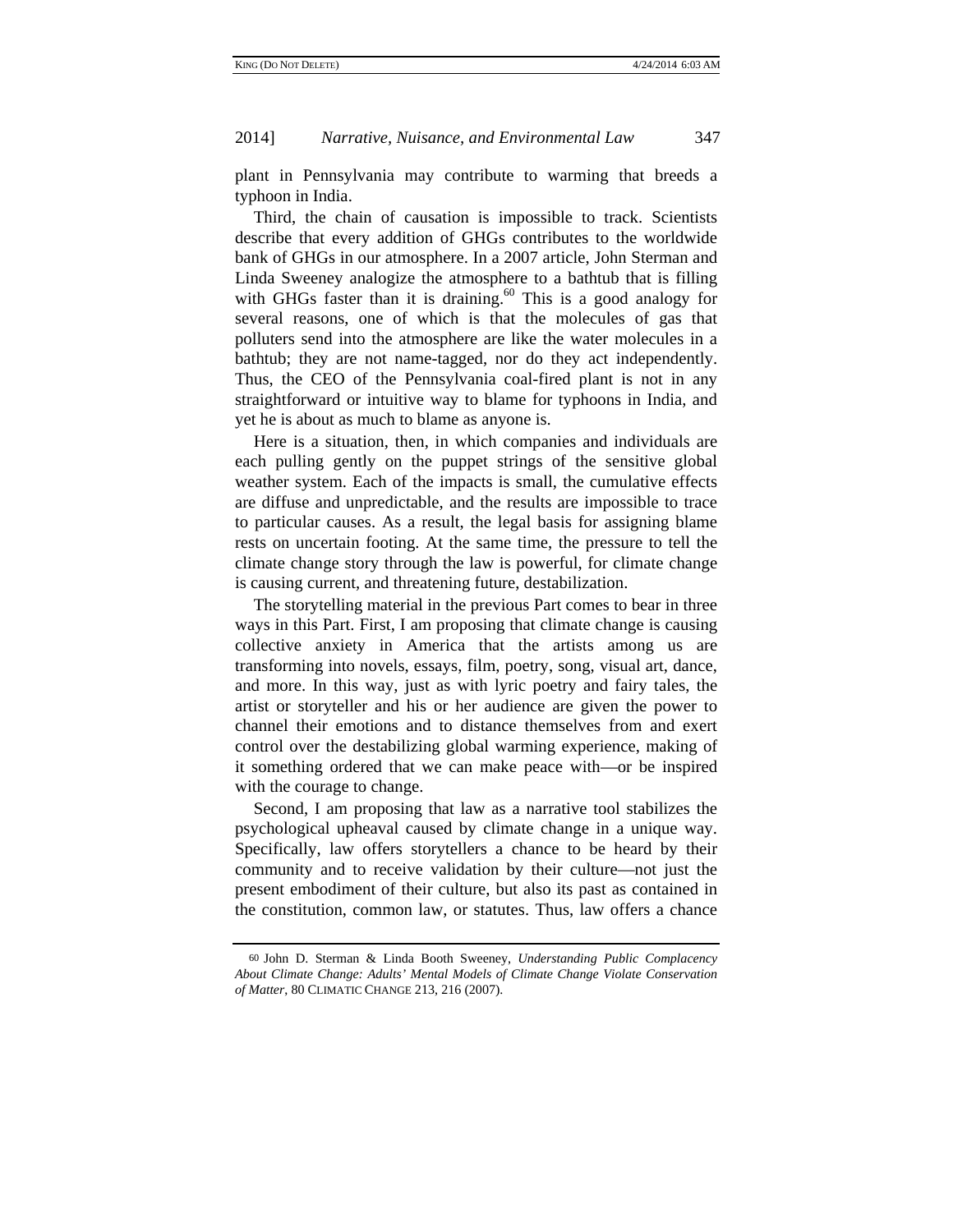plant in Pennsylvania may contribute to warming that breeds a typhoon in India.

Third, the chain of causation is impossible to track. Scientists describe that every addition of GHGs contributes to the worldwide bank of GHGs in our atmosphere. In a 2007 article, John Sterman and Linda Sweeney analogize the atmosphere to a bathtub that is filling with GHGs faster than it is draining.[60] This is a good analogy for several reasons, one of which is that the molecules of gas that polluters send into the atmosphere are like the water molecules in a bathtub; they are not name-tagged, nor do they act independently. Thus, the CEO of the Pennsylvania coal-fired plant is not in any straightforward or intuitive way to blame for typhoons in India, and yet he is about as much to blame as anyone is.

Here is a situation, then, in which companies and individuals are each pulling gently on the puppet strings of the sensitive global weather system. Each of the impacts is small, the cumulative effects are diffuse and unpredictable, and the results are impossible to trace to particular causes. As a result, the legal basis for assigning blame rests on uncertain footing. At the same time, the pressure to tell the climate change story through the law is powerful, for climate change is causing current, and threatening future, destabilization.

The storytelling material in the previous Part comes to bear in three ways in this Part. First, I am proposing that climate change is causing collective anxiety in America that the artists among us are transforming into novels, essays, film, poetry, song, visual art, dance, and more. In this way, just as with lyric poetry and fairy tales, the artist or storyteller and his or her audience are given the power to channel their emotions and to distance themselves from and exert control over the destabilizing global warming experience, making of it something ordered that we can make peace with—or be inspired with the courage to change.

Second, I am proposing that law as a narrative tool stabilizes the psychological upheaval caused by climate change in a unique way. Specifically, law offers storytellers a chance to be heard by their community and to receive validation by their culture—not just the present embodiment of their culture, but also its past as contained in the constitution, common law, or statutes. Thus, law offers a chance

---

60 John D. Sterman & Linda Booth Sweeney, *Understanding Public Complacency About Climate Change: Adults' Mental Models of Climate Change Violate Conservation of Matter*, 80 CLIMATIC CHANGE 213, 216 (2007).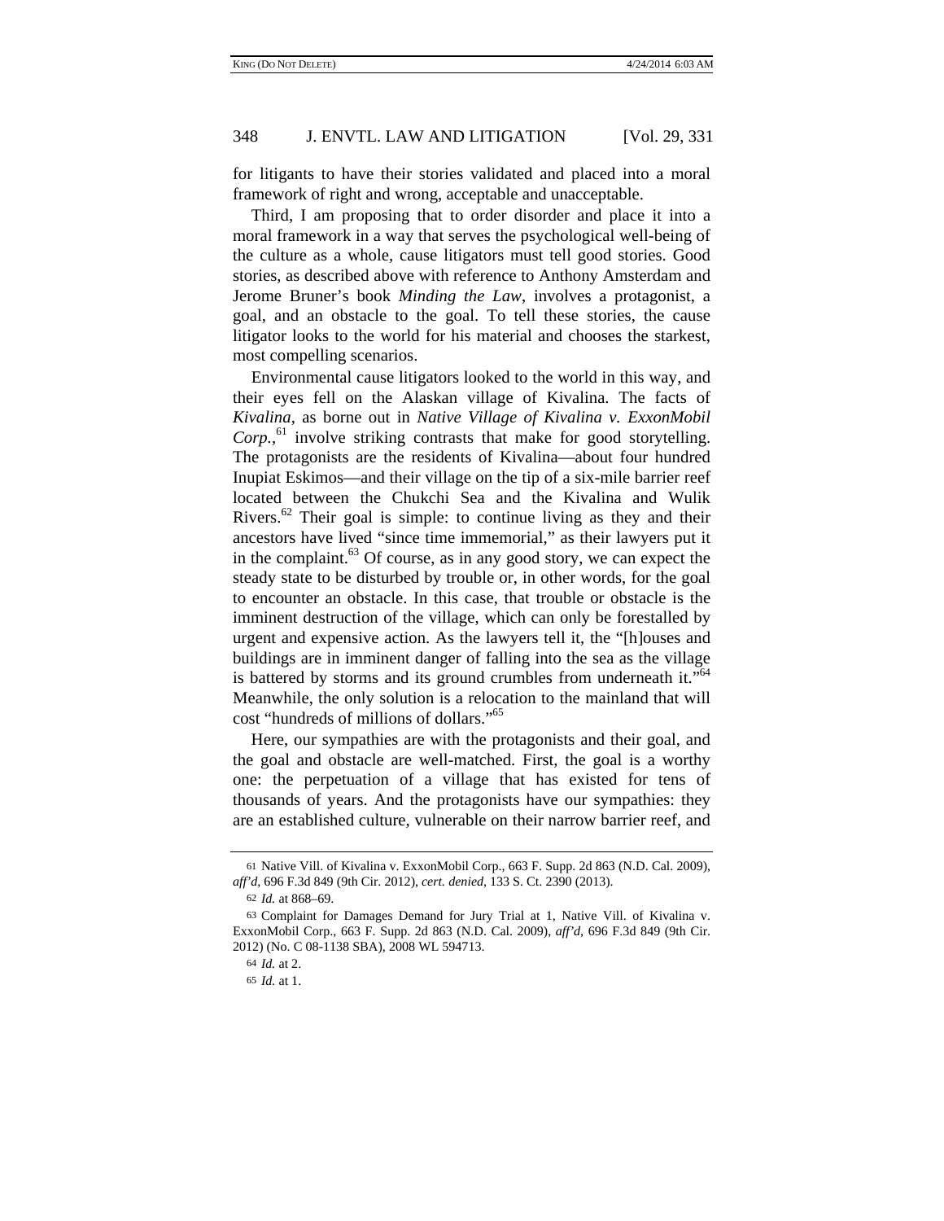for litigants to have their stories validated and placed into a moral framework of right and wrong, acceptable and unacceptable.

Third, I am proposing that to order disorder and place it into a moral framework in a way that serves the psychological well-being of the culture as a whole, cause litigators must tell good stories. Good stories, as described above with reference to Anthony Amsterdam and Jerome Bruner's book *Minding the Law*, involves a protagonist, a goal, and an obstacle to the goal. To tell these stories, the cause litigator looks to the world for his material and chooses the starkest, most compelling scenarios.

Environmental cause litigators looked to the world in this way, and their eyes fell on the Alaskan village of Kivalina. The facts of *Kivalina*, as borne out in *Native Village of Kivalina v. ExxonMobil Corp.*,[61] involve striking contrasts that make for good storytelling. The protagonists are the residents of Kivalina—about four hundred Inupiat Eskimos—and their village on the tip of a six-mile barrier reef located between the Chukchi Sea and the Kivalina and Wulik Rivers.[62] Their goal is simple: to continue living as they and their ancestors have lived "since time immemorial," as their lawyers put it in the complaint.[63] Of course, as in any good story, we can expect the steady state to be disturbed by trouble or, in other words, for the goal to encounter an obstacle. In this case, that trouble or obstacle is the imminent destruction of the village, which can only be forestalled by urgent and expensive action. As the lawyers tell it, the "[h]ouses and buildings are in imminent danger of falling into the sea as the village is battered by storms and its ground crumbles from underneath it."[64] Meanwhile, the only solution is a relocation to the mainland that will cost "hundreds of millions of dollars."[65]

Here, our sympathies are with the protagonists and their goal, and the goal and obstacle are well-matched. First, the goal is a worthy one: the perpetuation of a village that has existed for tens of thousands of years. And the protagonists have our sympathies: they are an established culture, vulnerable on their narrow barrier reef, and

---

61 Native Vill. of Kivalina v. ExxonMobil Corp., 663 F. Supp. 2d 863 (N.D. Cal. 2009), *aff'd*, 696 F.3d 849 (9th Cir. 2012), *cert. denied*, 133 S. Ct. 2390 (2013).

62 *Id.* at 868–69.

63 Complaint for Damages Demand for Jury Trial at 1, Native Vill. of Kivalina v. ExxonMobil Corp., 663 F. Supp. 2d 863 (N.D. Cal. 2009), *aff'd*, 696 F.3d 849 (9th Cir. 2012) (No. C 08-1138 SBA), 2008 WL 594713.

64 *Id.* at 2.

65 *Id.* at 1.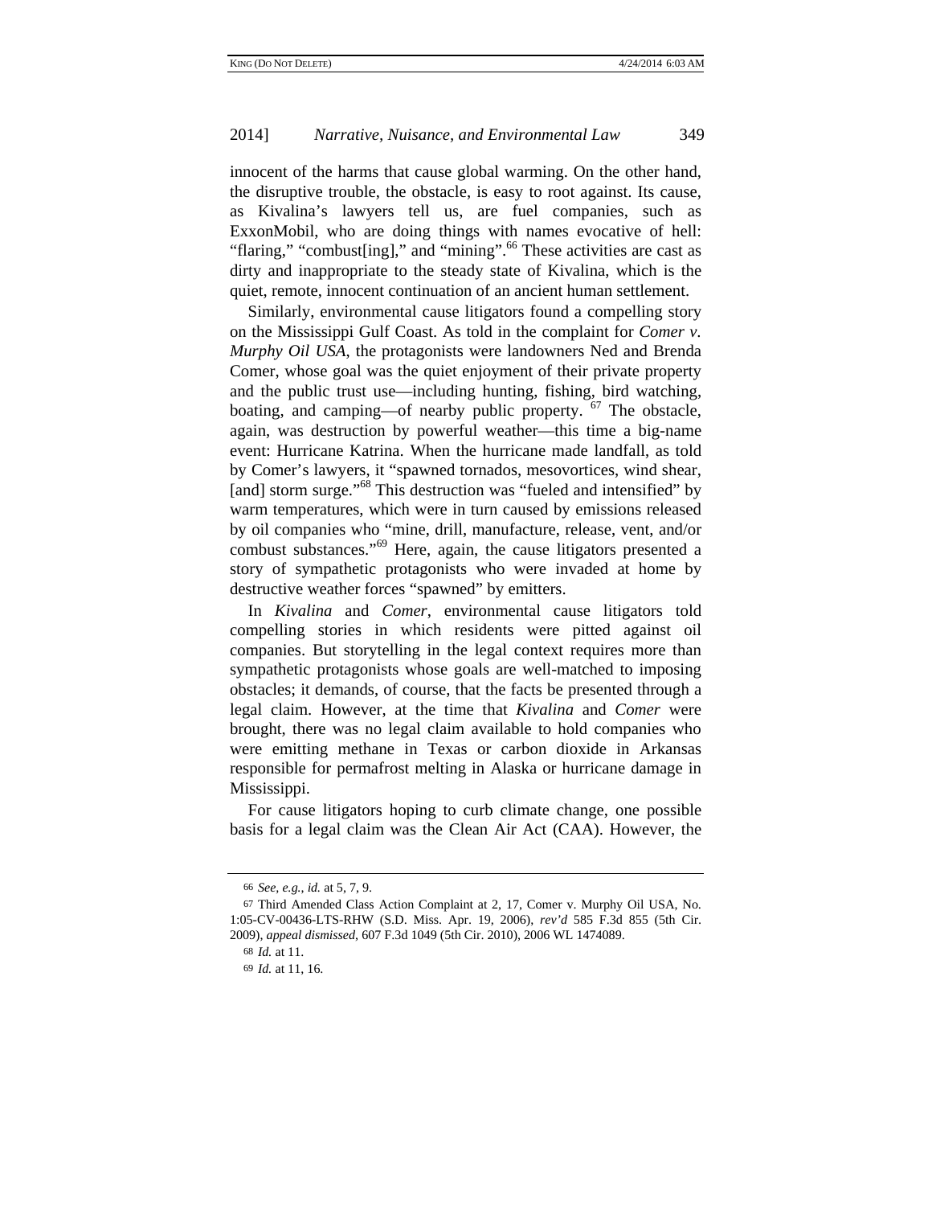innocent of the harms that cause global warming. On the other hand, the disruptive trouble, the obstacle, is easy to root against. Its cause, as Kivalina's lawyers tell us, are fuel companies, such as ExxonMobil, who are doing things with names evocative of hell: "flaring," "combust[ing]," and "mining".[66] These activities are cast as dirty and inappropriate to the steady state of Kivalina, which is the quiet, remote, innocent continuation of an ancient human settlement.

Similarly, environmental cause litigators found a compelling story on the Mississippi Gulf Coast. As told in the complaint for *Comer v. Murphy Oil USA*, the protagonists were landowners Ned and Brenda Comer, whose goal was the quiet enjoyment of their private property and the public trust use—including hunting, fishing, bird watching, boating, and camping—of nearby public property.[67] The obstacle, again, was destruction by powerful weather—this time a big-name event: Hurricane Katrina. When the hurricane made landfall, as told by Comer's lawyers, it "spawned tornados, mesovortices, wind shear, [and] storm surge."[68] This destruction was "fueled and intensified" by warm temperatures, which were in turn caused by emissions released by oil companies who "mine, drill, manufacture, release, vent, and/or combust substances."[69] Here, again, the cause litigators presented a story of sympathetic protagonists who were invaded at home by destructive weather forces "spawned" by emitters.

In *Kivalina* and *Comer*, environmental cause litigators told compelling stories in which residents were pitted against oil companies. But storytelling in the legal context requires more than sympathetic protagonists whose goals are well-matched to imposing obstacles; it demands, of course, that the facts be presented through a legal claim. However, at the time that *Kivalina* and *Comer* were brought, there was no legal claim available to hold companies who were emitting methane in Texas or carbon dioxide in Arkansas responsible for permafrost melting in Alaska or hurricane damage in Mississippi.

For cause litigators hoping to curb climate change, one possible basis for a legal claim was the Clean Air Act (CAA). However, the

---

66 *See, e.g.*, *id.* at 5, 7, 9.

67 Third Amended Class Action Complaint at 2, 17, Comer v. Murphy Oil USA, No. 1:05-CV-00436-LTS-RHW (S.D. Miss. Apr. 19, 2006), *rev'd* 585 F.3d 855 (5th Cir. 2009), *appeal dismissed*, 607 F.3d 1049 (5th Cir. 2010), 2006 WL 1474089.

68 *Id.* at 11.

69 *Id.* at 11, 16.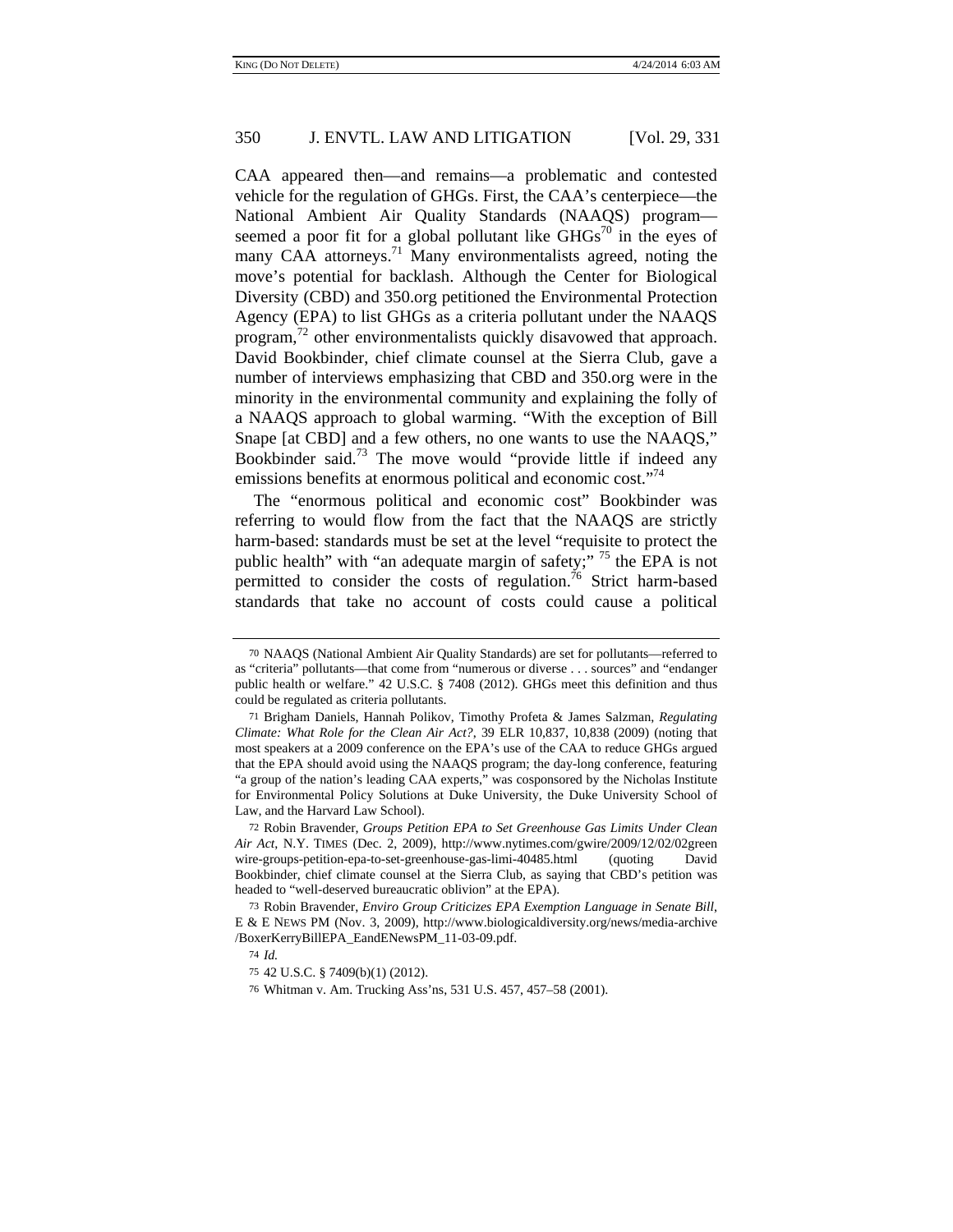CAA appeared then—and remains—a problematic and contested vehicle for the regulation of GHGs. First, the CAA's centerpiece—the National Ambient Air Quality Standards (NAAQS) program—seemed a poor fit for a global pollutant like GHGs[70] in the eyes of many CAA attorneys.[71] Many environmentalists agreed, noting the move's potential for backlash. Although the Center for Biological Diversity (CBD) and 350.org petitioned the Environmental Protection Agency (EPA) to list GHGs as a criteria pollutant under the NAAQS program,[72] other environmentalists quickly disavowed that approach. David Bookbinder, chief climate counsel at the Sierra Club, gave a number of interviews emphasizing that CBD and 350.org were in the minority in the environmental community and explaining the folly of a NAAQS approach to global warming. "With the exception of Bill Snape [at CBD] and a few others, no one wants to use the NAAQS," Bookbinder said.[73] The move would "provide little if indeed any emissions benefits at enormous political and economic cost."[74]

The "enormous political and economic cost" Bookbinder was referring to would flow from the fact that the NAAQS are strictly harm-based: standards must be set at the level "requisite to protect the public health" with "an adequate margin of safety;" [75] the EPA is not permitted to consider the costs of regulation.[76] Strict harm-based standards that take no account of costs could cause a political

---

70 NAAQS (National Ambient Air Quality Standards) are set for pollutants—referred to as "criteria" pollutants—that come from "numerous or diverse . . . sources" and "endanger public health or welfare." 42 U.S.C. § 7408 (2012). GHGs meet this definition and thus could be regulated as criteria pollutants.

71 Brigham Daniels, Hannah Polikov, Timothy Profeta & James Salzman, *Regulating Climate: What Role for the Clean Air Act?*, 39 ELR 10,837, 10,838 (2009) (noting that most speakers at a 2009 conference on the EPA's use of the CAA to reduce GHGs argued that the EPA should avoid using the NAAQS program; the day-long conference, featuring "a group of the nation's leading CAA experts," was cosponsored by the Nicholas Institute for Environmental Policy Solutions at Duke University, the Duke University School of Law, and the Harvard Law School).

72 Robin Bravender, *Groups Petition EPA to Set Greenhouse Gas Limits Under Clean Air Act*, N.Y. TIMES (Dec. 2, 2009), http://www.nytimes.com/gwire/2009/12/02/02greenwire-groups-petition-epa-to-set-greenhouse-gas-limi-40485.html (quoting David Bookbinder, chief climate counsel at the Sierra Club, as saying that CBD's petition was headed to "well-deserved bureaucratic oblivion" at the EPA).

73 Robin Bravender, *Enviro Group Criticizes EPA Exemption Language in Senate Bill*, E & E NEWS PM (Nov. 3, 2009), http://www.biologicaldiversity.org/news/media-archive/BoxerKerryBillEPA_EandENewsPM_11-03-09.pdf.

74 *Id.*

75 42 U.S.C. § 7409(b)(1) (2012).

76 Whitman v. Am. Trucking Ass'ns, 531 U.S. 457, 457–58 (2001).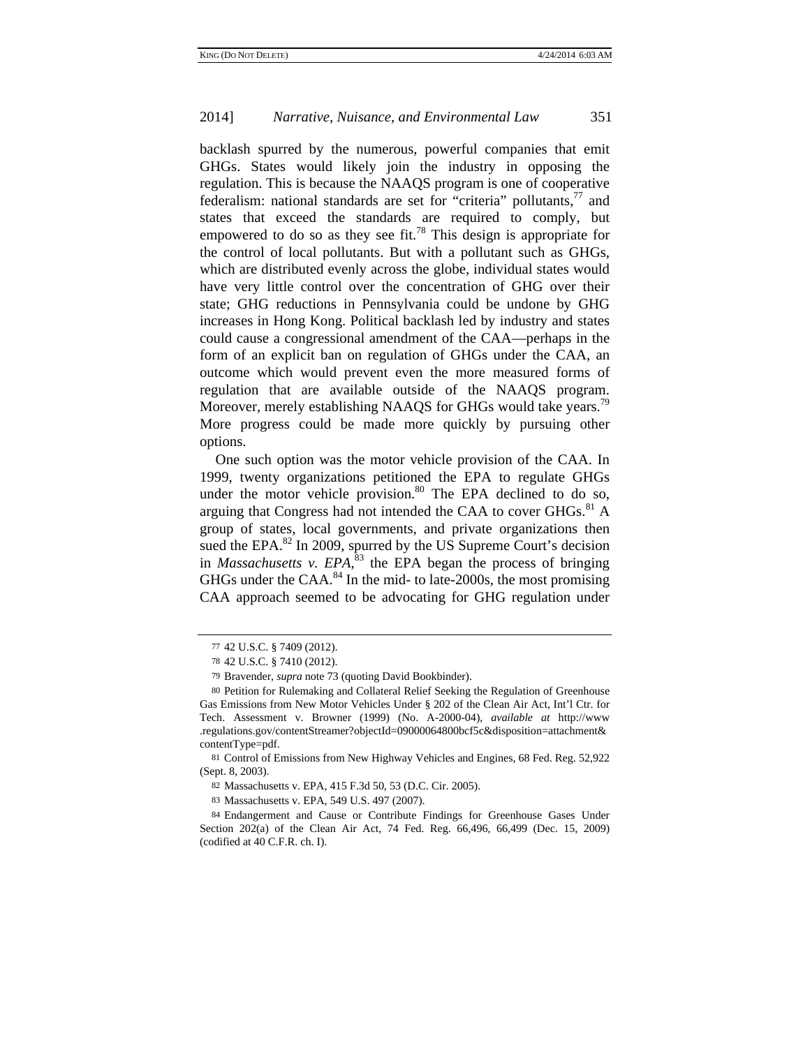backlash spurred by the numerous, powerful companies that emit GHGs. States would likely join the industry in opposing the regulation. This is because the NAAQS program is one of cooperative federalism: national standards are set for "criteria" pollutants,[77] and states that exceed the standards are required to comply, but empowered to do so as they see fit.[78] This design is appropriate for the control of local pollutants. But with a pollutant such as GHGs, which are distributed evenly across the globe, individual states would have very little control over the concentration of GHG over their state; GHG reductions in Pennsylvania could be undone by GHG increases in Hong Kong. Political backlash led by industry and states could cause a congressional amendment of the CAA—perhaps in the form of an explicit ban on regulation of GHGs under the CAA, an outcome which would prevent even the more measured forms of regulation that are available outside of the NAAQS program. Moreover, merely establishing NAAQS for GHGs would take years.[79] More progress could be made more quickly by pursuing other options.

One such option was the motor vehicle provision of the CAA. In 1999, twenty organizations petitioned the EPA to regulate GHGs under the motor vehicle provision.[80] The EPA declined to do so, arguing that Congress had not intended the CAA to cover GHGs.[81] A group of states, local governments, and private organizations then sued the EPA.[82] In 2009, spurred by the US Supreme Court's decision in *Massachusetts v. EPA*,[83] the EPA began the process of bringing GHGs under the CAA.[84] In the mid- to late-2000s, the most promising CAA approach seemed to be advocating for GHG regulation under

---

77 42 U.S.C. § 7409 (2012).

78 42 U.S.C. § 7410 (2012).

79 Bravender, *supra* note 73 (quoting David Bookbinder).

80 Petition for Rulemaking and Collateral Relief Seeking the Regulation of Greenhouse Gas Emissions from New Motor Vehicles Under § 202 of the Clean Air Act, Int'l Ctr. for Tech. Assessment v. Browner (1999) (No. A-2000-04), *available at* http://www.regulations.gov/contentStreamer?objectId=09000064800bcf5c&disposition=attachment&contentType=pdf.

81 Control of Emissions from New Highway Vehicles and Engines, 68 Fed. Reg. 52,922 (Sept. 8, 2003).

82 Massachusetts v. EPA, 415 F.3d 50, 53 (D.C. Cir. 2005).

83 Massachusetts v. EPA, 549 U.S. 497 (2007).

84 Endangerment and Cause or Contribute Findings for Greenhouse Gases Under Section 202(a) of the Clean Air Act, 74 Fed. Reg. 66,496, 66,499 (Dec. 15, 2009) (codified at 40 C.F.R. ch. I).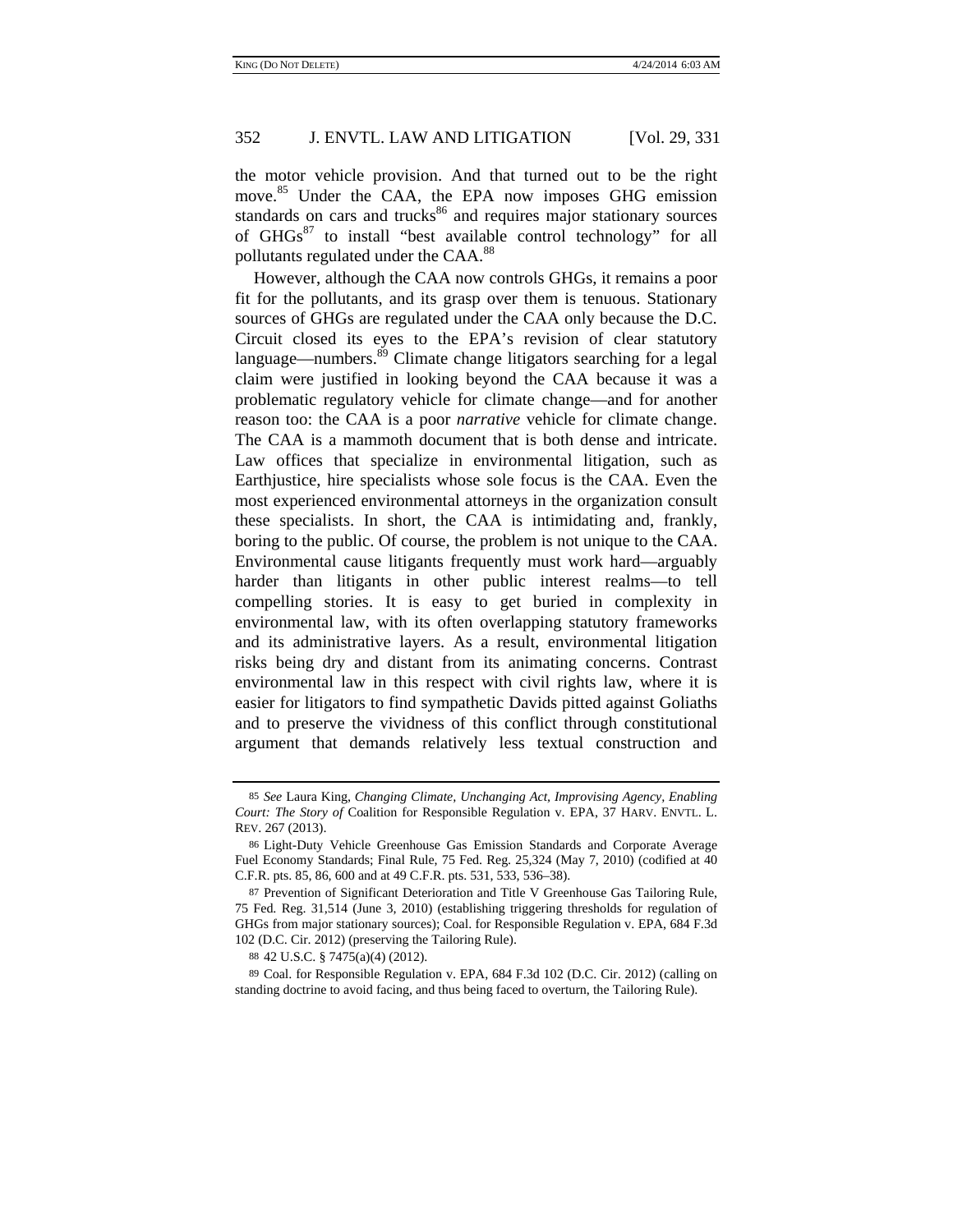the motor vehicle provision. And that turned out to be the right move.[85] Under the CAA, the EPA now imposes GHG emission standards on cars and trucks[86] and requires major stationary sources of GHGs[87] to install "best available control technology" for all pollutants regulated under the CAA.[88]

However, although the CAA now controls GHGs, it remains a poor fit for the pollutants, and its grasp over them is tenuous. Stationary sources of GHGs are regulated under the CAA only because the D.C. Circuit closed its eyes to the EPA's revision of clear statutory language—numbers.[89] Climate change litigators searching for a legal claim were justified in looking beyond the CAA because it was a problematic regulatory vehicle for climate change—and for another reason too: the CAA is a poor *narrative* vehicle for climate change. The CAA is a mammoth document that is both dense and intricate. Law offices that specialize in environmental litigation, such as Earthjustice, hire specialists whose sole focus is the CAA. Even the most experienced environmental attorneys in the organization consult these specialists. In short, the CAA is intimidating and, frankly, boring to the public. Of course, the problem is not unique to the CAA. Environmental cause litigants frequently must work hard—arguably harder than litigants in other public interest realms—to tell compelling stories. It is easy to get buried in complexity in environmental law, with its often overlapping statutory frameworks and its administrative layers. As a result, environmental litigation risks being dry and distant from its animating concerns. Contrast environmental law in this respect with civil rights law, where it is easier for litigators to find sympathetic Davids pitted against Goliaths and to preserve the vividness of this conflict through constitutional argument that demands relatively less textual construction and

---

85 *See* Laura King, *Changing Climate, Unchanging Act, Improvising Agency, Enabling Court: The Story of* Coalition for Responsible Regulation v. EPA, 37 HARV. ENVTL. L. REV. 267 (2013).

86 Light-Duty Vehicle Greenhouse Gas Emission Standards and Corporate Average Fuel Economy Standards; Final Rule, 75 Fed. Reg. 25,324 (May 7, 2010) (codified at 40 C.F.R. pts. 85, 86, 600 and at 49 C.F.R. pts. 531, 533, 536–38).

87 Prevention of Significant Deterioration and Title V Greenhouse Gas Tailoring Rule, 75 Fed. Reg. 31,514 (June 3, 2010) (establishing triggering thresholds for regulation of GHGs from major stationary sources); Coal. for Responsible Regulation v. EPA, 684 F.3d 102 (D.C. Cir. 2012) (preserving the Tailoring Rule).

88 42 U.S.C. § 7475(a)(4) (2012).

89 Coal. for Responsible Regulation v. EPA, 684 F.3d 102 (D.C. Cir. 2012) (calling on standing doctrine to avoid facing, and thus being faced to overturn, the Tailoring Rule).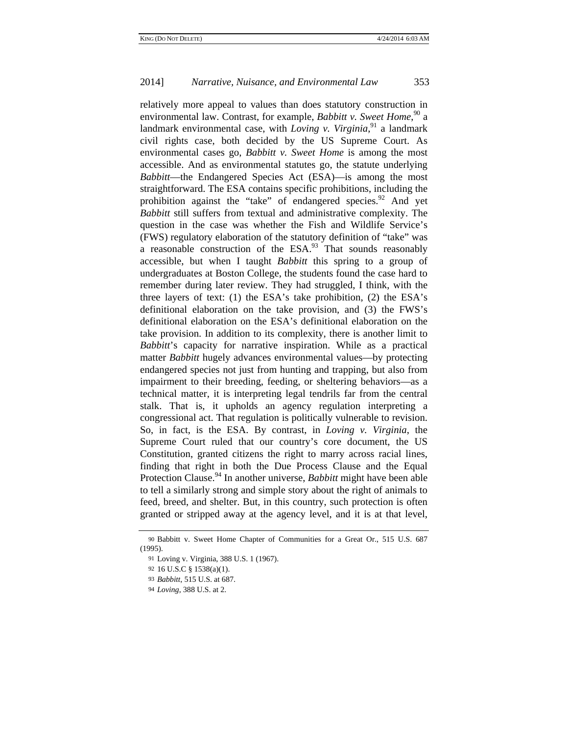relatively more appeal to values than does statutory construction in environmental law. Contrast, for example, *Babbitt v. Sweet Home*,[90] a landmark environmental case, with *Loving v. Virginia*,[91] a landmark civil rights case, both decided by the US Supreme Court. As environmental cases go, *Babbitt v. Sweet Home* is among the most accessible. And as environmental statutes go, the statute underlying *Babbitt*—the Endangered Species Act (ESA)—is among the most straightforward. The ESA contains specific prohibitions, including the prohibition against the "take" of endangered species.[92] And yet *Babbitt* still suffers from textual and administrative complexity. The question in the case was whether the Fish and Wildlife Service's (FWS) regulatory elaboration of the statutory definition of "take" was a reasonable construction of the ESA.[93] That sounds reasonably accessible, but when I taught *Babbitt* this spring to a group of undergraduates at Boston College, the students found the case hard to remember during later review. They had struggled, I think, with the three layers of text: (1) the ESA's take prohibition, (2) the ESA's definitional elaboration on the take provision, and (3) the FWS's definitional elaboration on the ESA's definitional elaboration on the take provision. In addition to its complexity, there is another limit to *Babbitt*'s capacity for narrative inspiration. While as a practical matter *Babbitt* hugely advances environmental values—by protecting endangered species not just from hunting and trapping, but also from impairment to their breeding, feeding, or sheltering behaviors—as a technical matter, it is interpreting legal tendrils far from the central stalk. That is, it upholds an agency regulation interpreting a congressional act. That regulation is politically vulnerable to revision. So, in fact, is the ESA. By contrast, in *Loving v. Virginia*, the Supreme Court ruled that our country's core document, the US Constitution, granted citizens the right to marry across racial lines, finding that right in both the Due Process Clause and the Equal Protection Clause.[94] In another universe, *Babbitt* might have been able to tell a similarly strong and simple story about the right of animals to feed, breed, and shelter. But, in this country, such protection is often granted or stripped away at the agency level, and it is at that level,

---

90 Babbitt v. Sweet Home Chapter of Communities for a Great Or., 515 U.S. 687 (1995).

91 Loving v. Virginia, 388 U.S. 1 (1967).

92 16 U.S.C § 1538(a)(1).

93 *Babbitt*, 515 U.S. at 687.

94 *Loving*, 388 U.S. at 2.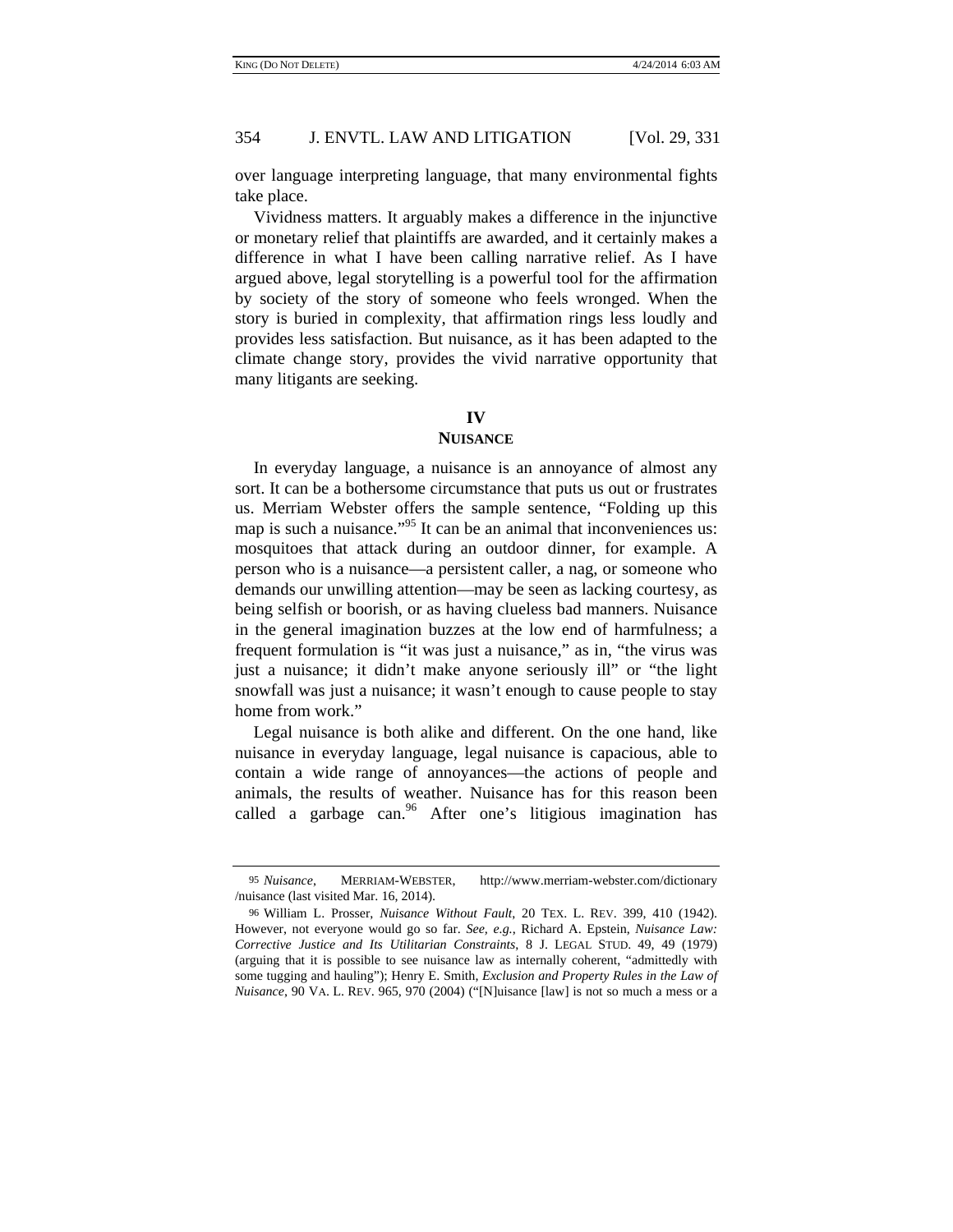over language interpreting language, that many environmental fights take place.

Vividness matters. It arguably makes a difference in the injunctive or monetary relief that plaintiffs are awarded, and it certainly makes a difference in what I have been calling narrative relief. As I have argued above, legal storytelling is a powerful tool for the affirmation by society of the story of someone who feels wronged. When the story is buried in complexity, that affirmation rings less loudly and provides less satisfaction. But nuisance, as it has been adapted to the climate change story, provides the vivid narrative opportunity that many litigants are seeking.

## IV
## NUISANCE

In everyday language, a nuisance is an annoyance of almost any sort. It can be a bothersome circumstance that puts us out or frustrates us. Merriam Webster offers the sample sentence, "Folding up this map is such a nuisance."[95] It can be an animal that inconveniences us: mosquitoes that attack during an outdoor dinner, for example. A person who is a nuisance—a persistent caller, a nag, or someone who demands our unwilling attention—may be seen as lacking courtesy, as being selfish or boorish, or as having clueless bad manners. Nuisance in the general imagination buzzes at the low end of harmfulness; a frequent formulation is "it was just a nuisance," as in, "the virus was just a nuisance; it didn't make anyone seriously ill" or "the light snowfall was just a nuisance; it wasn't enough to cause people to stay home from work."

Legal nuisance is both alike and different. On the one hand, like nuisance in everyday language, legal nuisance is capacious, able to contain a wide range of annoyances—the actions of people and animals, the results of weather. Nuisance has for this reason been called a garbage can.[96] After one's litigious imagination has

---

95 *Nuisance*, MERRIAM-WEBSTER, http://www.merriam-webster.com/dictionary/nuisance (last visited Mar. 16, 2014).

96 William L. Prosser, *Nuisance Without Fault*, 20 TEX. L. REV. 399, 410 (1942). However, not everyone would go so far. *See, e.g.*, Richard A. Epstein, *Nuisance Law: Corrective Justice and Its Utilitarian Constraints*, 8 J. LEGAL STUD. 49, 49 (1979) (arguing that it is possible to see nuisance law as internally coherent, "admittedly with some tugging and hauling"); Henry E. Smith, *Exclusion and Property Rules in the Law of Nuisance*, 90 VA. L. REV. 965, 970 (2004) ("[N]uisance [law] is not so much a mess or a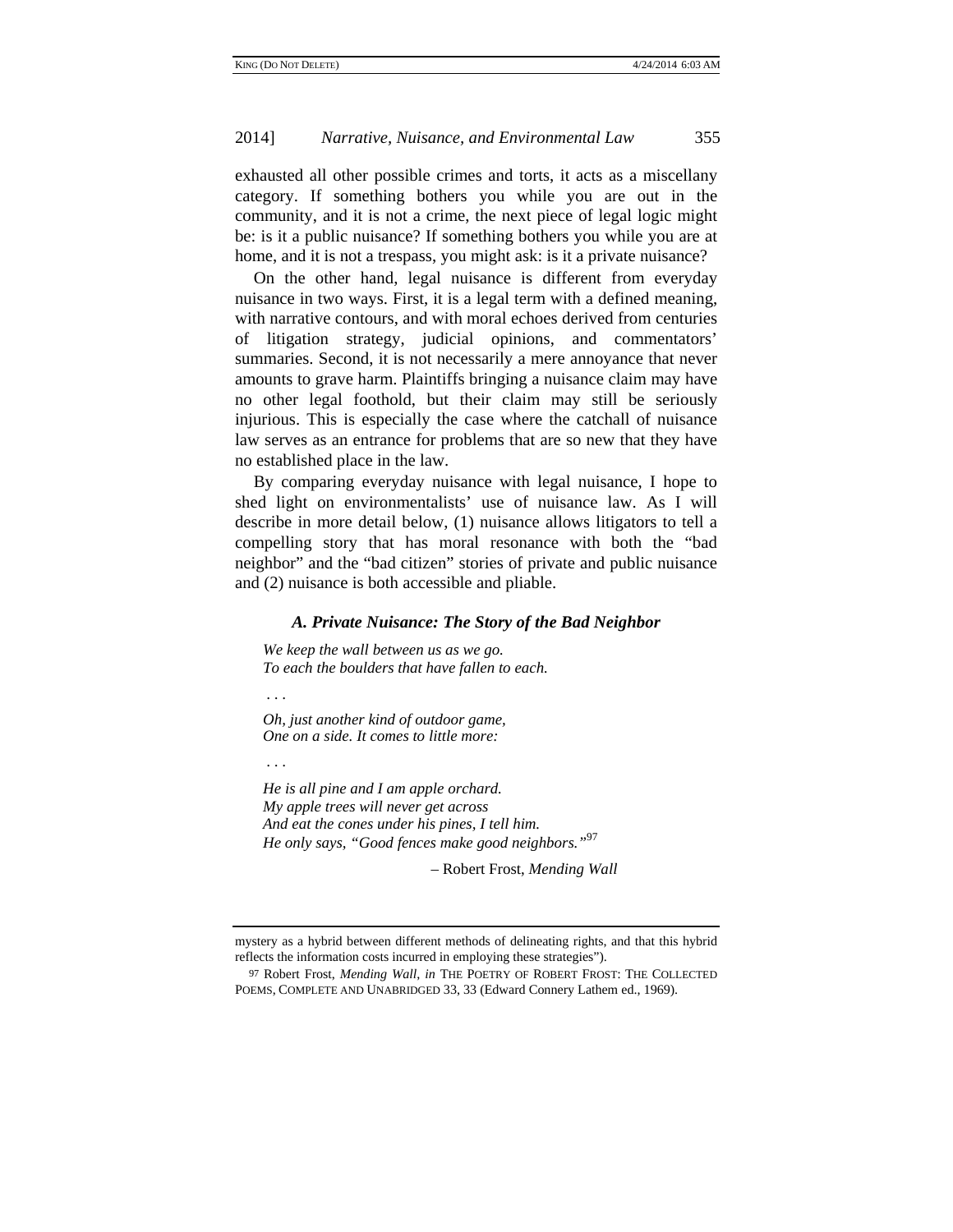exhausted all other possible crimes and torts, it acts as a miscellany category. If something bothers you while you are out in the community, and it is not a crime, the next piece of legal logic might be: is it a public nuisance? If something bothers you while you are at home, and it is not a trespass, you might ask: is it a private nuisance?

On the other hand, legal nuisance is different from everyday nuisance in two ways. First, it is a legal term with a defined meaning, with narrative contours, and with moral echoes derived from centuries of litigation strategy, judicial opinions, and commentators' summaries. Second, it is not necessarily a mere annoyance that never amounts to grave harm. Plaintiffs bringing a nuisance claim may have no other legal foothold, but their claim may still be seriously injurious. This is especially the case where the catchall of nuisance law serves as an entrance for problems that are so new that they have no established place in the law.

By comparing everyday nuisance with legal nuisance, I hope to shed light on environmentalists' use of nuisance law. As I will describe in more detail below, (1) nuisance allows litigators to tell a compelling story that has moral resonance with both the "bad neighbor" and the "bad citizen" stories of private and public nuisance and (2) nuisance is both accessible and pliable.

### *A. Private Nuisance: The Story of the Bad Neighbor*

> *We keep the wall between us as we go.*
> *To each the boulders that have fallen to each.*
>
> . . .
>
> *Oh, just another kind of outdoor game,*
> *One on a side. It comes to little more:*
>
> . . .
>
> *He is all pine and I am apple orchard.*
> *My apple trees will never get across*
> *And eat the cones under his pines, I tell him.*
> *He only says, "Good fences make good neighbors."*[97]
>
> – Robert Frost, *Mending Wall*

---

mystery as a hybrid between different methods of delineating rights, and that this hybrid reflects the information costs incurred in employing these strategies").

97 Robert Frost, *Mending Wall*, *in* THE POETRY OF ROBERT FROST: THE COLLECTED POEMS, COMPLETE AND UNABRIDGED 33, 33 (Edward Connery Lathem ed., 1969).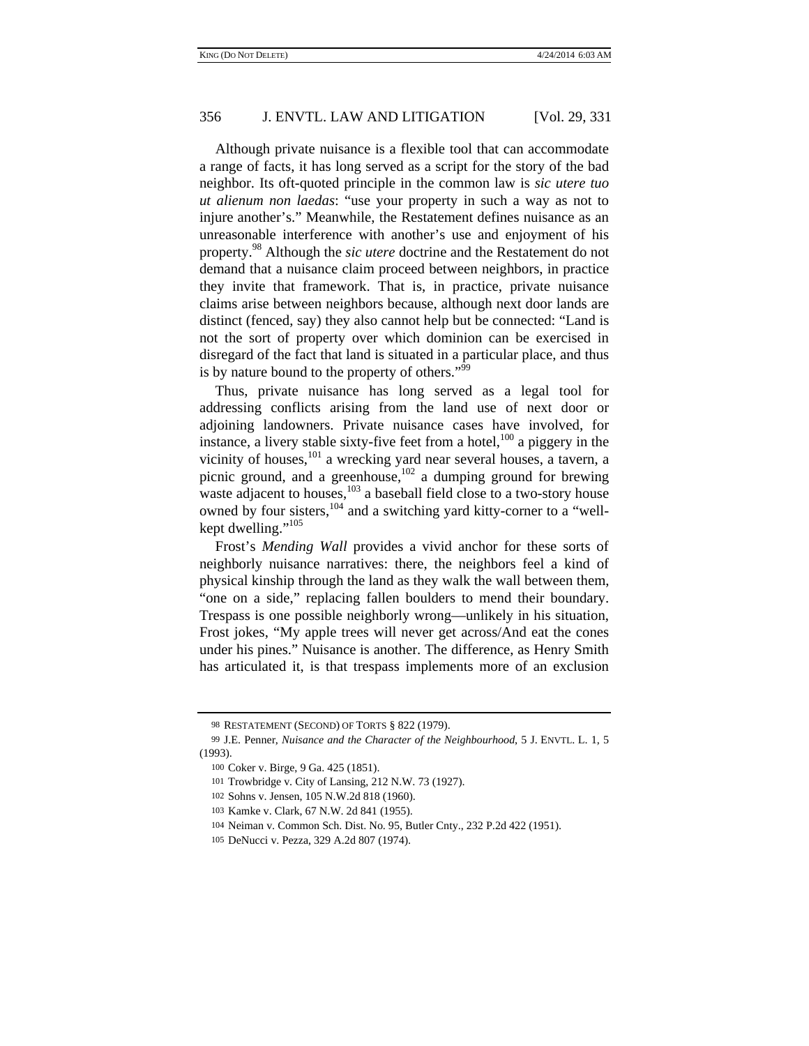Although private nuisance is a flexible tool that can accommodate a range of facts, it has long served as a script for the story of the bad neighbor. Its oft-quoted principle in the common law is *sic utere tuo ut alienum non laedas*: "use your property in such a way as not to injure another's." Meanwhile, the Restatement defines nuisance as an unreasonable interference with another's use and enjoyment of his property.[98] Although the *sic utere* doctrine and the Restatement do not demand that a nuisance claim proceed between neighbors, in practice they invite that framework. That is, in practice, private nuisance claims arise between neighbors because, although next door lands are distinct (fenced, say) they also cannot help but be connected: "Land is not the sort of property over which dominion can be exercised in disregard of the fact that land is situated in a particular place, and thus is by nature bound to the property of others."[99]

Thus, private nuisance has long served as a legal tool for addressing conflicts arising from the land use of next door or adjoining landowners. Private nuisance cases have involved, for instance, a livery stable sixty-five feet from a hotel,[100] a piggery in the vicinity of houses,[101] a wrecking yard near several houses, a tavern, a picnic ground, and a greenhouse,[102] a dumping ground for brewing waste adjacent to houses,[103] a baseball field close to a two-story house owned by four sisters,[104] and a switching yard kitty-corner to a "well-kept dwelling."[105]

Frost's *Mending Wall* provides a vivid anchor for these sorts of neighborly nuisance narratives: there, the neighbors feel a kind of physical kinship through the land as they walk the wall between them, "one on a side," replacing fallen boulders to mend their boundary. Trespass is one possible neighborly wrong—unlikely in his situation, Frost jokes, "My apple trees will never get across/And eat the cones under his pines." Nuisance is another. The difference, as Henry Smith has articulated it, is that trespass implements more of an exclusion

---

98 RESTATEMENT (SECOND) OF TORTS § 822 (1979).

99 J.E. Penner, *Nuisance and the Character of the Neighbourhood*, 5 J. ENVTL. L. 1, 5 (1993).

100 Coker v. Birge, 9 Ga. 425 (1851).

101 Trowbridge v. City of Lansing, 212 N.W. 73 (1927).

102 Sohns v. Jensen, 105 N.W.2d 818 (1960).

103 Kamke v. Clark, 67 N.W. 2d 841 (1955).

104 Neiman v. Common Sch. Dist. No. 95, Butler Cnty., 232 P.2d 422 (1951).

105 DeNucci v. Pezza, 329 A.2d 807 (1974).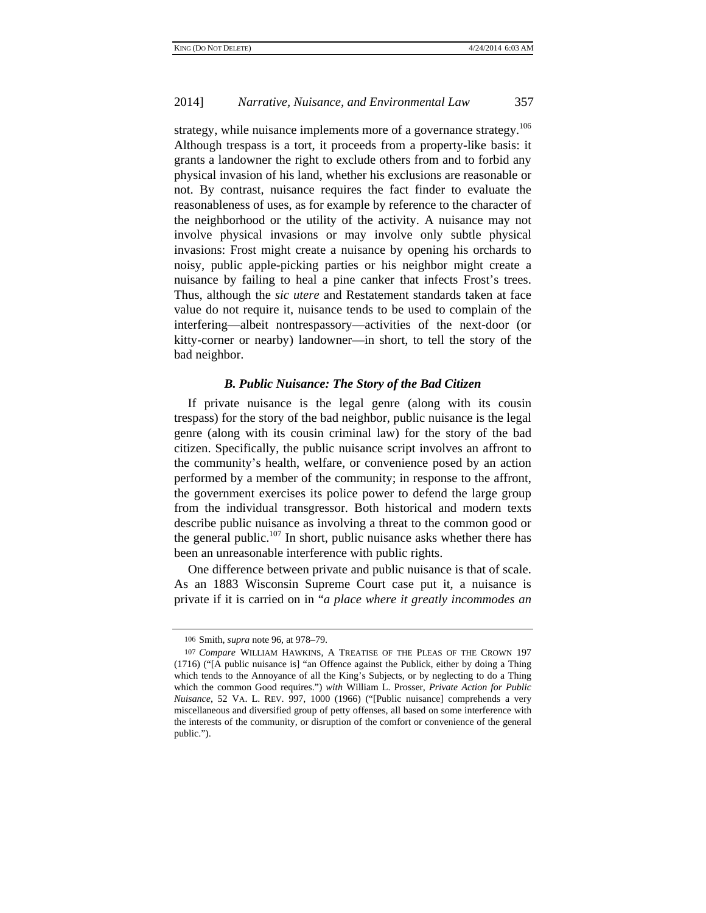strategy, while nuisance implements more of a governance strategy.[106] Although trespass is a tort, it proceeds from a property-like basis: it grants a landowner the right to exclude others from and to forbid any physical invasion of his land, whether his exclusions are reasonable or not. By contrast, nuisance requires the fact finder to evaluate the reasonableness of uses, as for example by reference to the character of the neighborhood or the utility of the activity. A nuisance may not involve physical invasions or may involve only subtle physical invasions: Frost might create a nuisance by opening his orchards to noisy, public apple-picking parties or his neighbor might create a nuisance by failing to heal a pine canker that infects Frost's trees. Thus, although the *sic utere* and Restatement standards taken at face value do not require it, nuisance tends to be used to complain of the interfering—albeit nontrespassory—activities of the next-door (or kitty-corner or nearby) landowner—in short, to tell the story of the bad neighbor.

### *B. Public Nuisance: The Story of the Bad Citizen*

If private nuisance is the legal genre (along with its cousin trespass) for the story of the bad neighbor, public nuisance is the legal genre (along with its cousin criminal law) for the story of the bad citizen. Specifically, the public nuisance script involves an affront to the community's health, welfare, or convenience posed by an action performed by a member of the community; in response to the affront, the government exercises its police power to defend the large group from the individual transgressor. Both historical and modern texts describe public nuisance as involving a threat to the common good or the general public.[107] In short, public nuisance asks whether there has been an unreasonable interference with public rights.

One difference between private and public nuisance is that of scale. As an 1883 Wisconsin Supreme Court case put it, a nuisance is private if it is carried on in "*a place where it greatly incommodes an*

---

106 Smith, *supra* note 96, at 978–79.

107 *Compare* WILLIAM HAWKINS, A TREATISE OF THE PLEAS OF THE CROWN 197 (1716) ("[A public nuisance is] "an Offence against the Publick, either by doing a Thing which tends to the Annoyance of all the King's Subjects, or by neglecting to do a Thing which the common Good requires.") *with* William L. Prosser, *Private Action for Public Nuisance*, 52 VA. L. REV. 997, 1000 (1966) ("[Public nuisance] comprehends a very miscellaneous and diversified group of petty offenses, all based on some interference with the interests of the community, or disruption of the comfort or convenience of the general public.").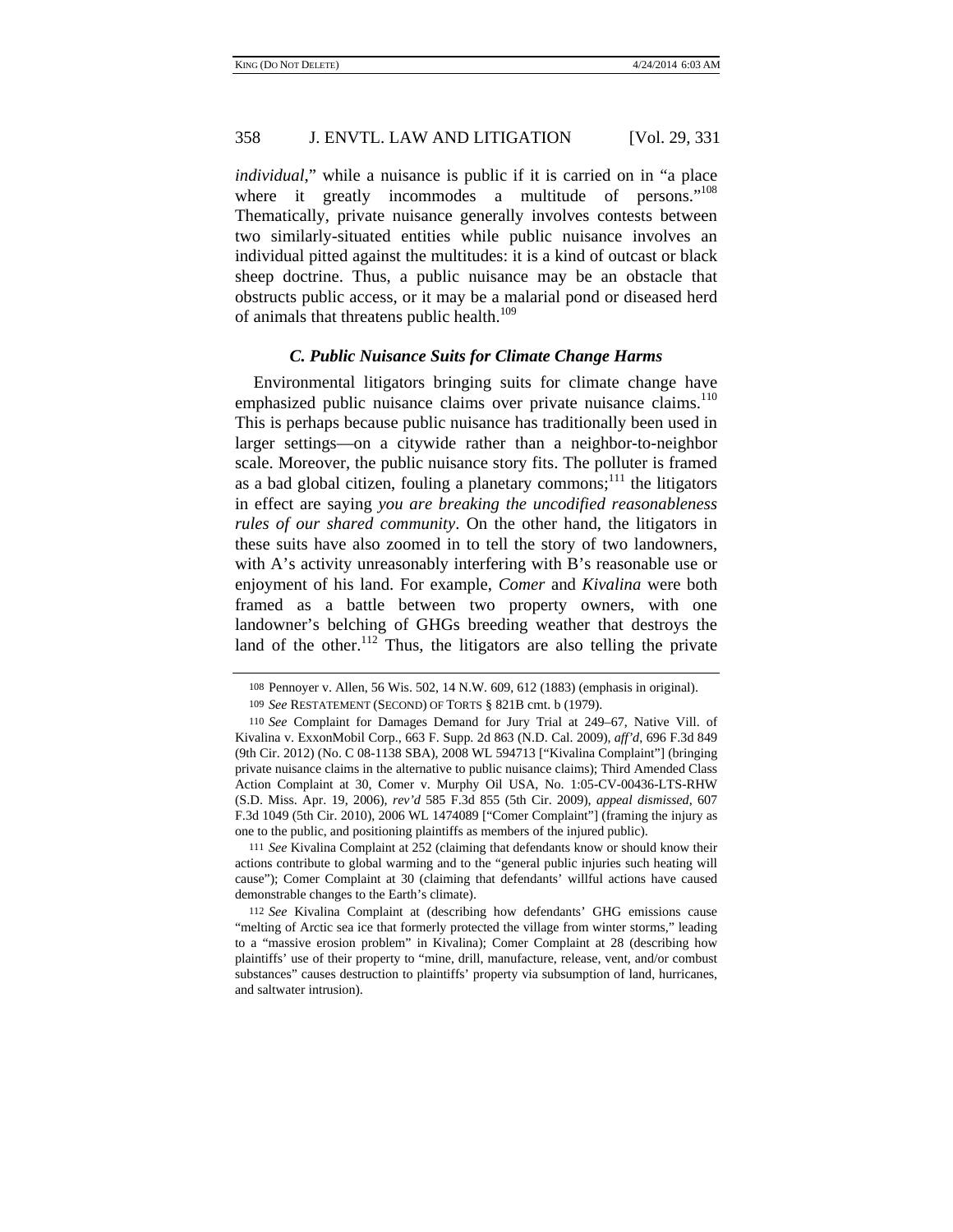*individual*," while a nuisance is public if it is carried on in "a place where it greatly incommodes a multitude of persons."[108] Thematically, private nuisance generally involves contests between two similarly-situated entities while public nuisance involves an individual pitted against the multitudes: it is a kind of outcast or black sheep doctrine. Thus, a public nuisance may be an obstacle that obstructs public access, or it may be a malarial pond or diseased herd of animals that threatens public health.[109]

### *C. Public Nuisance Suits for Climate Change Harms*

Environmental litigators bringing suits for climate change have emphasized public nuisance claims over private nuisance claims.[110] This is perhaps because public nuisance has traditionally been used in larger settings—on a citywide rather than a neighbor-to-neighbor scale. Moreover, the public nuisance story fits. The polluter is framed as a bad global citizen, fouling a planetary commons;[111] the litigators in effect are saying *you are breaking the uncodified reasonableness rules of our shared community*. On the other hand, the litigators in these suits have also zoomed in to tell the story of two landowners, with A's activity unreasonably interfering with B's reasonable use or enjoyment of his land. For example, *Comer* and *Kivalina* were both framed as a battle between two property owners, with one landowner's belching of GHGs breeding weather that destroys the land of the other.[112] Thus, the litigators are also telling the private

---

108 Pennoyer v. Allen, 56 Wis. 502, 14 N.W. 609, 612 (1883) (emphasis in original).

109 *See* RESTATEMENT (SECOND) OF TORTS § 821B cmt. b (1979).

110 *See* Complaint for Damages Demand for Jury Trial at 249–67, Native Vill. of Kivalina v. ExxonMobil Corp., 663 F. Supp. 2d 863 (N.D. Cal. 2009), *aff'd*, 696 F.3d 849 (9th Cir. 2012) (No. C 08-1138 SBA), 2008 WL 594713 ["Kivalina Complaint"] (bringing private nuisance claims in the alternative to public nuisance claims); Third Amended Class Action Complaint at 30, Comer v. Murphy Oil USA, No. 1:05-CV-00436-LTS-RHW (S.D. Miss. Apr. 19, 2006), *rev'd* 585 F.3d 855 (5th Cir. 2009), *appeal dismissed*, 607 F.3d 1049 (5th Cir. 2010), 2006 WL 1474089 ["Comer Complaint"] (framing the injury as one to the public, and positioning plaintiffs as members of the injured public).

111 *See* Kivalina Complaint at 252 (claiming that defendants know or should know their actions contribute to global warming and to the "general public injuries such heating will cause"); Comer Complaint at 30 (claiming that defendants' willful actions have caused demonstrable changes to the Earth's climate).

112 *See* Kivalina Complaint at (describing how defendants' GHG emissions cause "melting of Arctic sea ice that formerly protected the village from winter storms," leading to a "massive erosion problem" in Kivalina); Comer Complaint at 28 (describing how plaintiffs' use of their property to "mine, drill, manufacture, release, vent, and/or combust substances" causes destruction to plaintiffs' property via subsumption of land, hurricanes, and saltwater intrusion).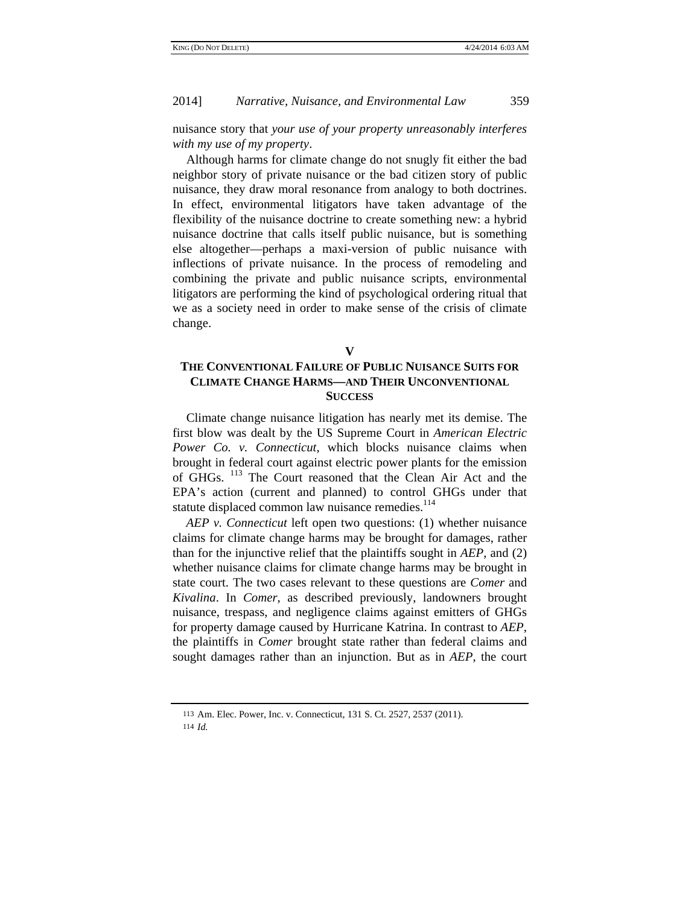nuisance story that *your use of your property unreasonably interferes with my use of my property*.

Although harms for climate change do not snugly fit either the bad neighbor story of private nuisance or the bad citizen story of public nuisance, they draw moral resonance from analogy to both doctrines. In effect, environmental litigators have taken advantage of the flexibility of the nuisance doctrine to create something new: a hybrid nuisance doctrine that calls itself public nuisance, but is something else altogether—perhaps a maxi-version of public nuisance with inflections of private nuisance. In the process of remodeling and combining the private and public nuisance scripts, environmental litigators are performing the kind of psychological ordering ritual that we as a society need in order to make sense of the crisis of climate change.

## V

## THE CONVENTIONAL FAILURE OF PUBLIC NUISANCE SUITS FOR CLIMATE CHANGE HARMS—AND THEIR UNCONVENTIONAL SUCCESS

Climate change nuisance litigation has nearly met its demise. The first blow was dealt by the US Supreme Court in *American Electric Power Co. v. Connecticut*, which blocks nuisance claims when brought in federal court against electric power plants for the emission of GHGs.[113] The Court reasoned that the Clean Air Act and the EPA's action (current and planned) to control GHGs under that statute displaced common law nuisance remedies.[114]

*AEP v. Connecticut* left open two questions: (1) whether nuisance claims for climate change harms may be brought for damages, rather than for the injunctive relief that the plaintiffs sought in *AEP*, and (2) whether nuisance claims for climate change harms may be brought in state court. The two cases relevant to these questions are *Comer* and *Kivalina*. In *Comer*, as described previously, landowners brought nuisance, trespass, and negligence claims against emitters of GHGs for property damage caused by Hurricane Katrina. In contrast to *AEP*, the plaintiffs in *Comer* brought state rather than federal claims and sought damages rather than an injunction. But as in *AEP*, the court

---

113 Am. Elec. Power, Inc. v. Connecticut, 131 S. Ct. 2527, 2537 (2011).

114 *Id.*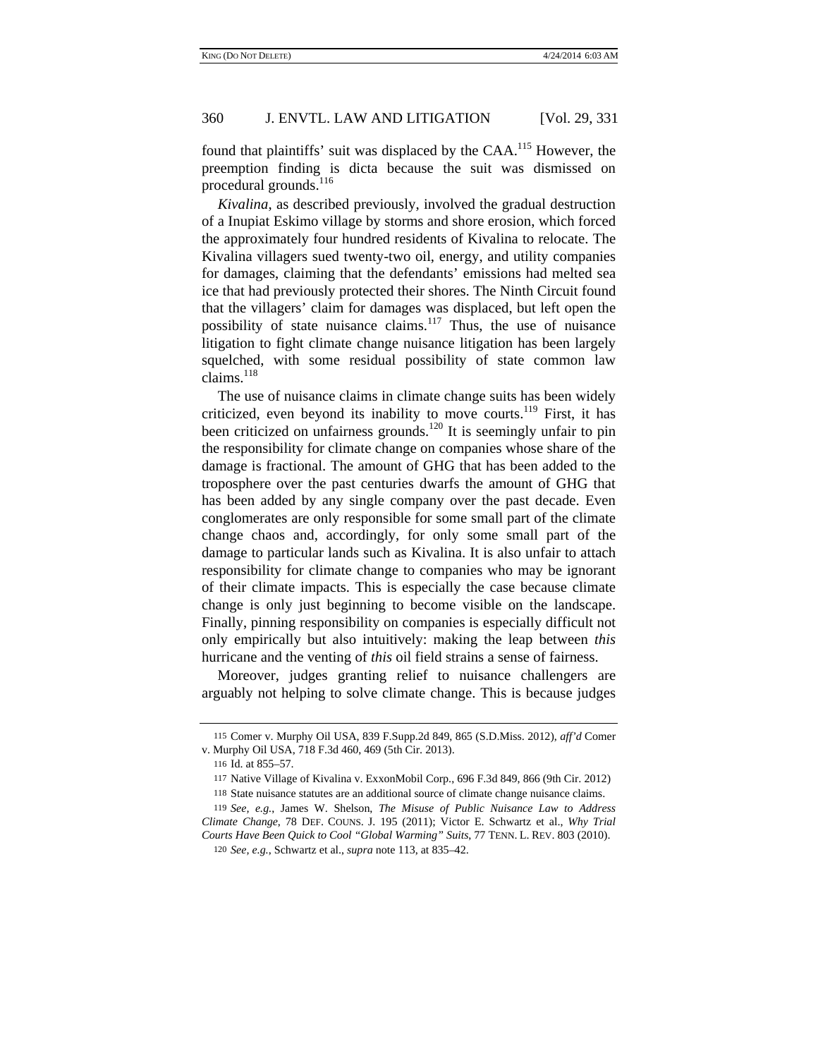found that plaintiffs' suit was displaced by the CAA.[115] However, the preemption finding is dicta because the suit was dismissed on procedural grounds.[116]

*Kivalina*, as described previously, involved the gradual destruction of a Inupiat Eskimo village by storms and shore erosion, which forced the approximately four hundred residents of Kivalina to relocate. The Kivalina villagers sued twenty-two oil, energy, and utility companies for damages, claiming that the defendants' emissions had melted sea ice that had previously protected their shores. The Ninth Circuit found that the villagers' claim for damages was displaced, but left open the possibility of state nuisance claims.[117] Thus, the use of nuisance litigation to fight climate change nuisance litigation has been largely squelched, with some residual possibility of state common law claims.[118]

The use of nuisance claims in climate change suits has been widely criticized, even beyond its inability to move courts.[119] First, it has been criticized on unfairness grounds.[120] It is seemingly unfair to pin the responsibility for climate change on companies whose share of the damage is fractional. The amount of GHG that has been added to the troposphere over the past centuries dwarfs the amount of GHG that has been added by any single company over the past decade. Even conglomerates are only responsible for some small part of the climate change chaos and, accordingly, for only some small part of the damage to particular lands such as Kivalina. It is also unfair to attach responsibility for climate change to companies who may be ignorant of their climate impacts. This is especially the case because climate change is only just beginning to become visible on the landscape. Finally, pinning responsibility on companies is especially difficult not only empirically but also intuitively: making the leap between *this* hurricane and the venting of *this* oil field strains a sense of fairness.

Moreover, judges granting relief to nuisance challengers are arguably not helping to solve climate change. This is because judges

---

115 Comer v. Murphy Oil USA, 839 F.Supp.2d 849, 865 (S.D.Miss. 2012), *aff'd* Comer v. Murphy Oil USA, 718 F.3d 460, 469 (5th Cir. 2013).

116 Id. at 855–57.

117 Native Village of Kivalina v. ExxonMobil Corp., 696 F.3d 849, 866 (9th Cir. 2012)

118 State nuisance statutes are an additional source of climate change nuisance claims.

119 *See, e.g.*, James W. Shelson, *The Misuse of Public Nuisance Law to Address Climate Change*, 78 DEF. COUNS. J. 195 (2011); Victor E. Schwartz et al., *Why Trial Courts Have Been Quick to Cool "Global Warming" Suits*, 77 TENN. L. REV. 803 (2010).

120 *See, e.g.*, Schwartz et al., *supra* note 113, at 835–42.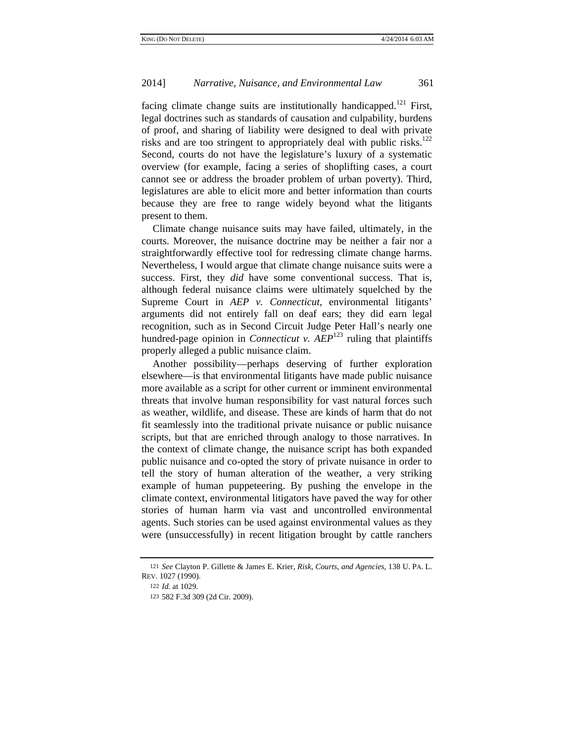facing climate change suits are institutionally handicapped.[121] First, legal doctrines such as standards of causation and culpability, burdens of proof, and sharing of liability were designed to deal with private risks and are too stringent to appropriately deal with public risks.[122] Second, courts do not have the legislature's luxury of a systematic overview (for example, facing a series of shoplifting cases, a court cannot see or address the broader problem of urban poverty). Third, legislatures are able to elicit more and better information than courts because they are free to range widely beyond what the litigants present to them.

Climate change nuisance suits may have failed, ultimately, in the courts. Moreover, the nuisance doctrine may be neither a fair nor a straightforwardly effective tool for redressing climate change harms. Nevertheless, I would argue that climate change nuisance suits were a success. First, they *did* have some conventional success. That is, although federal nuisance claims were ultimately squelched by the Supreme Court in *AEP v. Connecticut*, environmental litigants' arguments did not entirely fall on deaf ears; they did earn legal recognition, such as in Second Circuit Judge Peter Hall's nearly one hundred-page opinion in *Connecticut v. AEP*[123] ruling that plaintiffs properly alleged a public nuisance claim.

Another possibility—perhaps deserving of further exploration elsewhere—is that environmental litigants have made public nuisance more available as a script for other current or imminent environmental threats that involve human responsibility for vast natural forces such as weather, wildlife, and disease. These are kinds of harm that do not fit seamlessly into the traditional private nuisance or public nuisance scripts, but that are enriched through analogy to those narratives. In the context of climate change, the nuisance script has both expanded public nuisance and co-opted the story of private nuisance in order to tell the story of human alteration of the weather, a very striking example of human puppeteering. By pushing the envelope in the climate context, environmental litigators have paved the way for other stories of human harm via vast and uncontrolled environmental agents. Such stories can be used against environmental values as they were (unsuccessfully) in recent litigation brought by cattle ranchers

---

121 *See* Clayton P. Gillette & James E. Krier, *Risk, Courts, and Agencies*, 138 U. PA. L. REV. 1027 (1990).

122 *Id.* at 1029.

123 582 F.3d 309 (2d Cir. 2009).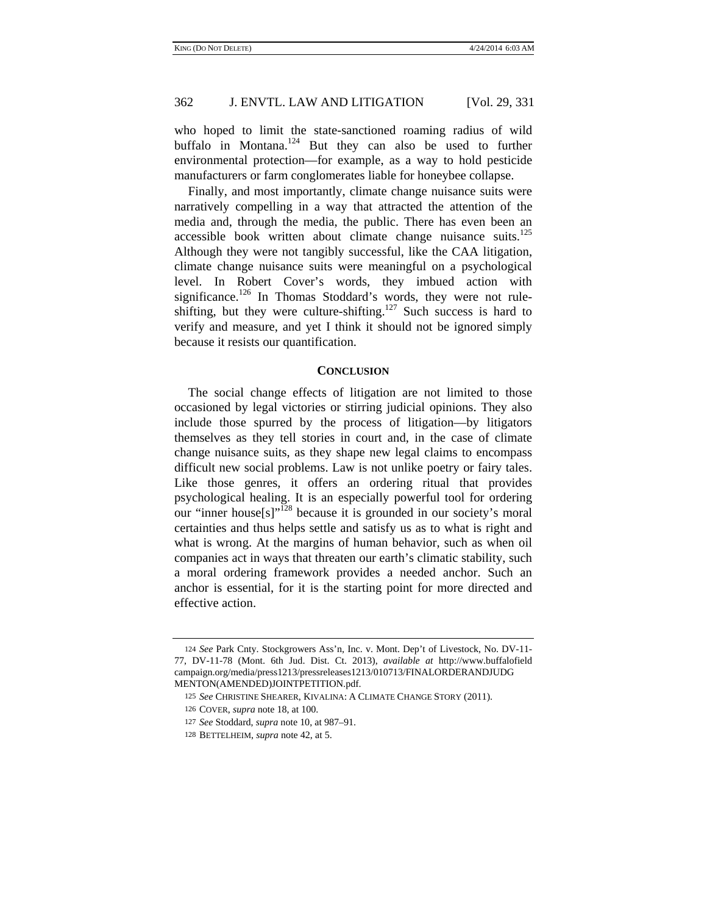who hoped to limit the state-sanctioned roaming radius of wild buffalo in Montana.[124] But they can also be used to further environmental protection—for example, as a way to hold pesticide manufacturers or farm conglomerates liable for honeybee collapse.

Finally, and most importantly, climate change nuisance suits were narratively compelling in a way that attracted the attention of the media and, through the media, the public. There has even been an accessible book written about climate change nuisance suits.[125] Although they were not tangibly successful, like the CAA litigation, climate change nuisance suits were meaningful on a psychological level. In Robert Cover's words, they imbued action with significance.[126] In Thomas Stoddard's words, they were not rule-shifting, but they were culture-shifting.[127] Such success is hard to verify and measure, and yet I think it should not be ignored simply because it resists our quantification.

## CONCLUSION

The social change effects of litigation are not limited to those occasioned by legal victories or stirring judicial opinions. They also include those spurred by the process of litigation—by litigators themselves as they tell stories in court and, in the case of climate change nuisance suits, as they shape new legal claims to encompass difficult new social problems. Law is not unlike poetry or fairy tales. Like those genres, it offers an ordering ritual that provides psychological healing. It is an especially powerful tool for ordering our "inner house[s]"[128] because it is grounded in our society's moral certainties and thus helps settle and satisfy us as to what is right and what is wrong. At the margins of human behavior, such as when oil companies act in ways that threaten our earth's climatic stability, such a moral ordering framework provides a needed anchor. Such an anchor is essential, for it is the starting point for more directed and effective action.

---

124 *See* Park Cnty. Stockgrowers Ass'n, Inc. v. Mont. Dep't of Livestock, No. DV-11-77, DV-11-78 (Mont. 6th Jud. Dist. Ct. 2013), *available at* http://www.buffalofield campaign.org/media/press1213/pressreleases1213/010713/FINALORDERANDJUDG MENTON(AMENDED)JOINTPETITION.pdf.

125 *See* CHRISTINE SHEARER, KIVALINA: A CLIMATE CHANGE STORY (2011).

126 COVER, *supra* note 18, at 100.

127 *See* Stoddard, *supra* note 10, at 987–91.

128 BETTELHEIM, *supra* note 42, at 5.